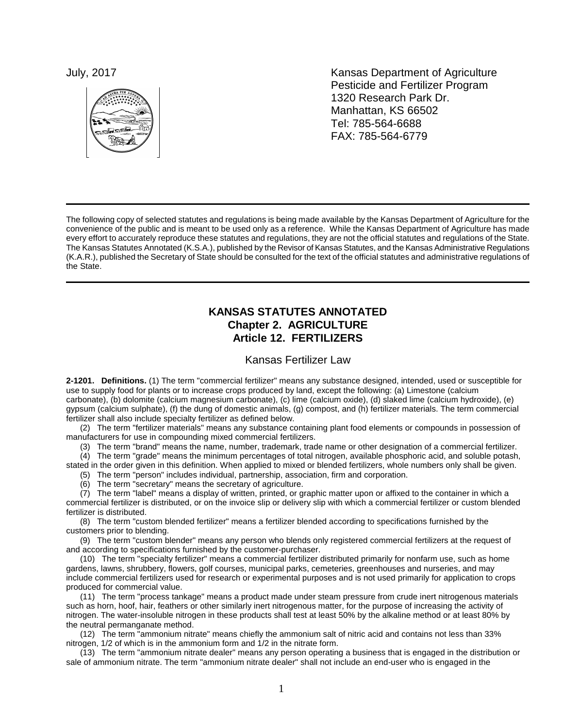July, 2017

Kansas Department of Agriculture
Pesticide and Fertilizer Program
1320 Research Park Dr.
Manhattan, KS 66502
Tel: 785-564-6688
FAX: 785-564-6779

---

The following copy of selected statutes and regulations is being made available by the Kansas Department of Agriculture for the convenience of the public and is meant to be used only as a reference. While the Kansas Department of Agriculture has made every effort to accurately reproduce these statutes and regulations, they are not the official statutes and regulations of the State. The Kansas Statutes Annotated (K.S.A.), published by the Revisor of Kansas Statutes, and the Kansas Administrative Regulations (K.A.R.), published the Secretary of State should be consulted for the text of the official statutes and administrative regulations of the State.

---

# KANSAS STATUTES ANNOTATED
# Chapter 2. AGRICULTURE
# Article 12. FERTILIZERS

## Kansas Fertilizer Law

**2-1201. Definitions.** (1) The term "commercial fertilizer" means any substance designed, intended, used or susceptible for use to supply food for plants or to increase crops produced by land, except the following: (a) Limestone (calcium carbonate), (b) dolomite (calcium magnesium carbonate), (c) lime (calcium oxide), (d) slaked lime (calcium hydroxide), (e) gypsum (calcium sulphate), (f) the dung of domestic animals, (g) compost, and (h) fertilizer materials. The term commercial fertilizer shall also include specialty fertilizer as defined below.

(2) The term "fertilizer materials" means any substance containing plant food elements or compounds in possession of manufacturers for use in compounding mixed commercial fertilizers.

(3) The term "brand" means the name, number, trademark, trade name or other designation of a commercial fertilizer.

(4) The term "grade" means the minimum percentages of total nitrogen, available phosphoric acid, and soluble potash, stated in the order given in this definition. When applied to mixed or blended fertilizers, whole numbers only shall be given.

(5) The term "person" includes individual, partnership, association, firm and corporation.

(6) The term "secretary" means the secretary of agriculture.

(7) The term "label" means a display of written, printed, or graphic matter upon or affixed to the container in which a commercial fertilizer is distributed, or on the invoice slip or delivery slip with which a commercial fertilizer or custom blended fertilizer is distributed.

(8) The term "custom blended fertilizer" means a fertilizer blended according to specifications furnished by the customers prior to blending.

(9) The term "custom blender" means any person who blends only registered commercial fertilizers at the request of and according to specifications furnished by the customer-purchaser.

(10) The term "specialty fertilizer" means a commercial fertilizer distributed primarily for nonfarm use, such as home gardens, lawns, shrubbery, flowers, golf courses, municipal parks, cemeteries, greenhouses and nurseries, and may include commercial fertilizers used for research or experimental purposes and is not used primarily for application to crops produced for commercial value.

(11) The term "process tankage" means a product made under steam pressure from crude inert nitrogenous materials such as horn, hoof, hair, feathers or other similarly inert nitrogenous matter, for the purpose of increasing the activity of nitrogen. The water-insoluble nitrogen in these products shall test at least 50% by the alkaline method or at least 80% by the neutral permanganate method.

(12) The term "ammonium nitrate" means chiefly the ammonium salt of nitric acid and contains not less than 33% nitrogen, 1/2 of which is in the ammonium form and 1/2 in the nitrate form.

(13) The term "ammonium nitrate dealer" means any person operating a business that is engaged in the distribution or sale of ammonium nitrate. The term "ammonium nitrate dealer" shall not include an end-user who is engaged in the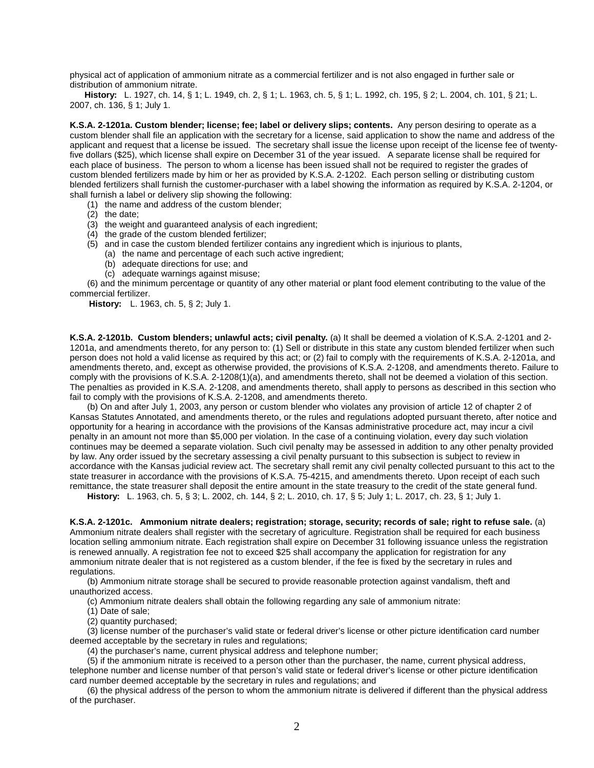physical act of application of ammonium nitrate as a commercial fertilizer and is not also engaged in further sale or distribution of ammonium nitrate.

**History:** L. 1927, ch. 14, § 1; L. 1949, ch. 2, § 1; L. 1963, ch. 5, § 1; L. 1992, ch. 195, § 2; L. 2004, ch. 101, § 21; L. 2007, ch. 136, § 1; July 1.

**K.S.A. 2-1201a. Custom blender; license; fee; label or delivery slips; contents.** Any person desiring to operate as a custom blender shall file an application with the secretary for a license, said application to show the name and address of the applicant and request that a license be issued. The secretary shall issue the license upon receipt of the license fee of twenty-five dollars ($25), which license shall expire on December 31 of the year issued. A separate license shall be required for each place of business. The person to whom a license has been issued shall not be required to register the grades of custom blended fertilizers made by him or her as provided by K.S.A. 2-1202. Each person selling or distributing custom blended fertilizers shall furnish the customer-purchaser with a label showing the information as required by K.S.A. 2-1204, or shall furnish a label or delivery slip showing the following:

(1) the name and address of the custom blender;

(2) the date;

(3) the weight and guaranteed analysis of each ingredient;

(4) the grade of the custom blended fertilizer;

(5) and in case the custom blended fertilizer contains any ingredient which is injurious to plants,

(a) the name and percentage of each such active ingredient;

(b) adequate directions for use; and

(c) adequate warnings against misuse;

(6) and the minimum percentage or quantity of any other material or plant food element contributing to the value of the commercial fertilizer.

**History:** L. 1963, ch. 5, § 2; July 1.

**K.S.A. 2-1201b. Custom blenders; unlawful acts; civil penalty.** (a) It shall be deemed a violation of K.S.A. 2-1201 and 2-1201a, and amendments thereto, for any person to: (1) Sell or distribute in this state any custom blended fertilizer when such person does not hold a valid license as required by this act; or (2) fail to comply with the requirements of K.S.A. 2-1201a, and amendments thereto, and, except as otherwise provided, the provisions of K.S.A. 2-1208, and amendments thereto. Failure to comply with the provisions of K.S.A. 2-1208(1)(a), and amendments thereto, shall not be deemed a violation of this section. The penalties as provided in K.S.A. 2-1208, and amendments thereto, shall apply to persons as described in this section who fail to comply with the provisions of K.S.A. 2-1208, and amendments thereto.

(b) On and after July 1, 2003, any person or custom blender who violates any provision of article 12 of chapter 2 of Kansas Statutes Annotated, and amendments thereto, or the rules and regulations adopted pursuant thereto, after notice and opportunity for a hearing in accordance with the provisions of the Kansas administrative procedure act, may incur a civil penalty in an amount not more than $5,000 per violation. In the case of a continuing violation, every day such violation continues may be deemed a separate violation. Such civil penalty may be assessed in addition to any other penalty provided by law. Any order issued by the secretary assessing a civil penalty pursuant to this subsection is subject to review in accordance with the Kansas judicial review act. The secretary shall remit any civil penalty collected pursuant to this act to the state treasurer in accordance with the provisions of K.S.A. 75-4215, and amendments thereto. Upon receipt of each such remittance, the state treasurer shall deposit the entire amount in the state treasury to the credit of the state general fund.

**History:** L. 1963, ch. 5, § 3; L. 2002, ch. 144, § 2; L. 2010, ch. 17, § 5; July 1; L. 2017, ch. 23, § 1; July 1.

**K.S.A. 2-1201c. Ammonium nitrate dealers; registration; storage, security; records of sale; right to refuse sale.** (a) Ammonium nitrate dealers shall register with the secretary of agriculture. Registration shall be required for each business location selling ammonium nitrate. Each registration shall expire on December 31 following issuance unless the registration is renewed annually. A registration fee not to exceed $25 shall accompany the application for registration for any ammonium nitrate dealer that is not registered as a custom blender, if the fee is fixed by the secretary in rules and regulations.

(b) Ammonium nitrate storage shall be secured to provide reasonable protection against vandalism, theft and unauthorized access.

(c) Ammonium nitrate dealers shall obtain the following regarding any sale of ammonium nitrate:

(1) Date of sale;

(2) quantity purchased;

(3) license number of the purchaser's valid state or federal driver's license or other picture identification card number deemed acceptable by the secretary in rules and regulations;

(4) the purchaser's name, current physical address and telephone number;

(5) if the ammonium nitrate is received to a person other than the purchaser, the name, current physical address, telephone number and license number of that person's valid state or federal driver's license or other picture identification card number deemed acceptable by the secretary in rules and regulations; and

(6) the physical address of the person to whom the ammonium nitrate is delivered if different than the physical address of the purchaser.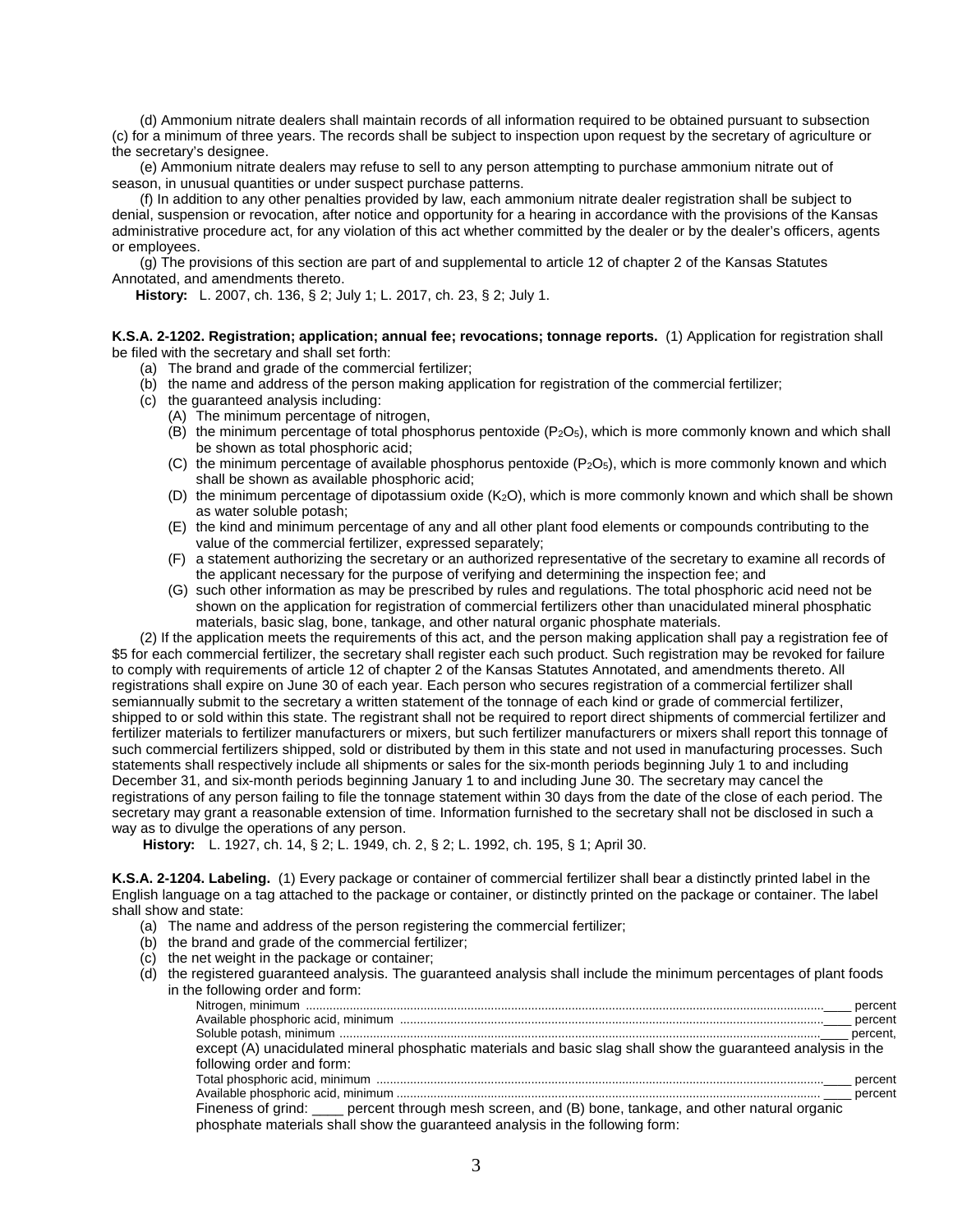(d) Ammonium nitrate dealers shall maintain records of all information required to be obtained pursuant to subsection (c) for a minimum of three years. The records shall be subject to inspection upon request by the secretary of agriculture or the secretary's designee.

(e) Ammonium nitrate dealers may refuse to sell to any person attempting to purchase ammonium nitrate out of season, in unusual quantities or under suspect purchase patterns.

(f) In addition to any other penalties provided by law, each ammonium nitrate dealer registration shall be subject to denial, suspension or revocation, after notice and opportunity for a hearing in accordance with the provisions of the Kansas administrative procedure act, for any violation of this act whether committed by the dealer or by the dealer's officers, agents or employees.

(g) The provisions of this section are part of and supplemental to article 12 of chapter 2 of the Kansas Statutes Annotated, and amendments thereto.

**History:** L. 2007, ch. 136, § 2; July 1; L. 2017, ch. 23, § 2; July 1.

**K.S.A. 2-1202. Registration; application; annual fee; revocations; tonnage reports.** (1) Application for registration shall be filed with the secretary and shall set forth:

(a) The brand and grade of the commercial fertilizer;
(b) the name and address of the person making application for registration of the commercial fertilizer;
(c) the guaranteed analysis including:
  (A) The minimum percentage of nitrogen,
  (B) the minimum percentage of total phosphorus pentoxide ($P_2O_5$), which is more commonly known and which shall be shown as total phosphoric acid;
  (C) the minimum percentage of available phosphorus pentoxide ($P_2O_5$), which is more commonly known and which shall be shown as available phosphoric acid;
  (D) the minimum percentage of dipotassium oxide ($K_2O$), which is more commonly known and which shall be shown as water soluble potash;
  (E) the kind and minimum percentage of any and all other plant food elements or compounds contributing to the value of the commercial fertilizer, expressed separately;
  (F) a statement authorizing the secretary or an authorized representative of the secretary to examine all records of the applicant necessary for the purpose of verifying and determining the inspection fee; and
  (G) such other information as may be prescribed by rules and regulations. The total phosphoric acid need not be shown on the application for registration of commercial fertilizers other than unacidulated mineral phosphatic materials, basic slag, bone, tankage, and other natural organic phosphate materials.

(2) If the application meets the requirements of this act, and the person making application shall pay a registration fee of $5 for each commercial fertilizer, the secretary shall register each such product. Such registration may be revoked for failure to comply with requirements of article 12 of chapter 2 of the Kansas Statutes Annotated, and amendments thereto. All registrations shall expire on June 30 of each year. Each person who secures registration of a commercial fertilizer shall semiannually submit to the secretary a written statement of the tonnage of each kind or grade of commercial fertilizer, shipped to or sold within this state. The registrant shall not be required to report direct shipments of commercial fertilizer and fertilizer materials to fertilizer manufacturers or mixers, but such fertilizer manufacturers or mixers shall report this tonnage of such commercial fertilizers shipped, sold or distributed by them in this state and not used in manufacturing processes. Such statements shall respectively include all shipments or sales for the six-month periods beginning July 1 to and including December 31, and six-month periods beginning January 1 to and including June 30. The secretary may cancel the registrations of any person failing to file the tonnage statement within 30 days from the date of the close of each period. The secretary may grant a reasonable extension of time. Information furnished to the secretary shall not be disclosed in such a way as to divulge the operations of any person.

**History:** L. 1927, ch. 14, § 2; L. 1949, ch. 2, § 2; L. 1992, ch. 195, § 1; April 30.

**K.S.A. 2-1204. Labeling.** (1) Every package or container of commercial fertilizer shall bear a distinctly printed label in the English language on a tag attached to the package or container, or distinctly printed on the package or container. The label shall show and state:

(a) The name and address of the person registering the commercial fertilizer;
(b) the brand and grade of the commercial fertilizer;
(c) the net weight in the package or container;
(d) the registered guaranteed analysis. The guaranteed analysis shall include the minimum percentages of plant foods in the following order and form:

Nitrogen, minimum .................................................................................................____ percent
Available phosphoric acid, minimum ...................................................................____ percent
Soluble potash, minimum ......................................................................................____ percent,

except (A) unacidulated mineral phosphatic materials and basic slag shall show the guaranteed analysis in the following order and form:

Total phosphoric acid, minimum ...........................................................................____ percent
Available phosphoric acid, minimum ....................................................................____ percent
Fineness of grind: ____ percent through mesh screen, and (B) bone, tankage, and other natural organic phosphate materials shall show the guaranteed analysis in the following form: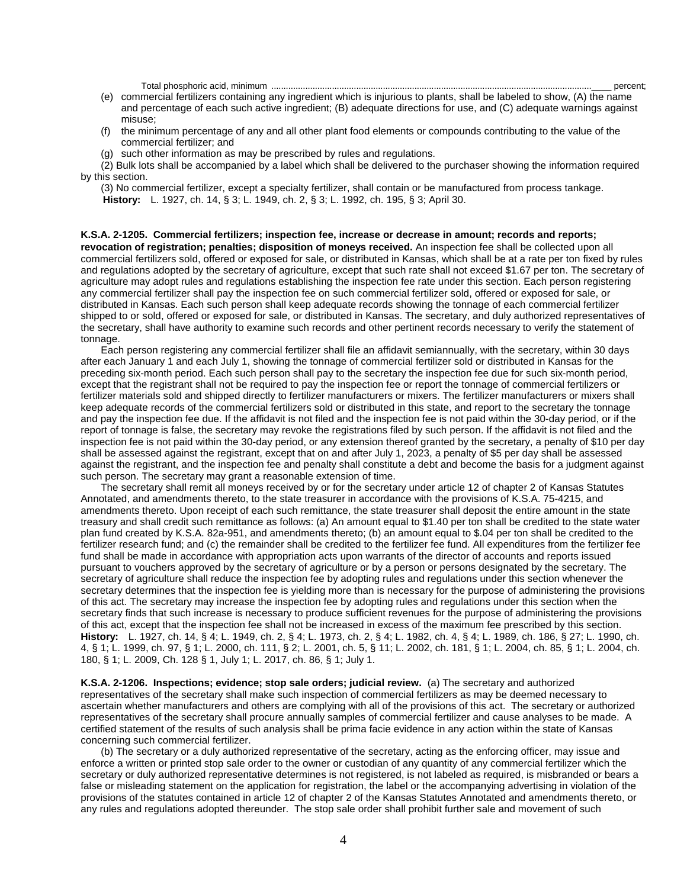Total phosphoric acid, minimum ........................................................................................................................____ percent;

(e) commercial fertilizers containing any ingredient which is injurious to plants, shall be labeled to show, (A) the name and percentage of each such active ingredient; (B) adequate directions for use, and (C) adequate warnings against misuse;

(f) the minimum percentage of any and all other plant food elements or compounds contributing to the value of the commercial fertilizer; and

(g) such other information as may be prescribed by rules and regulations.

(2) Bulk lots shall be accompanied by a label which shall be delivered to the purchaser showing the information required by this section.

(3) No commercial fertilizer, except a specialty fertilizer, shall contain or be manufactured from process tankage.

**History:** L. 1927, ch. 14, § 3; L. 1949, ch. 2, § 3; L. 1992, ch. 195, § 3; April 30.

**K.S.A. 2-1205. Commercial fertilizers; inspection fee, increase or decrease in amount; records and reports; revocation of registration; penalties; disposition of moneys received.** An inspection fee shall be collected upon all commercial fertilizers sold, offered or exposed for sale, or distributed in Kansas, which shall be at a rate per ton fixed by rules and regulations adopted by the secretary of agriculture, except that such rate shall not exceed $1.67 per ton. The secretary of agriculture may adopt rules and regulations establishing the inspection fee rate under this section. Each person registering any commercial fertilizer shall pay the inspection fee on such commercial fertilizer sold, offered or exposed for sale, or distributed in Kansas. Each such person shall keep adequate records showing the tonnage of each commercial fertilizer shipped to or sold, offered or exposed for sale, or distributed in Kansas. The secretary, and duly authorized representatives of the secretary, shall have authority to examine such records and other pertinent records necessary to verify the statement of tonnage.

Each person registering any commercial fertilizer shall file an affidavit semiannually, with the secretary, within 30 days after each January 1 and each July 1, showing the tonnage of commercial fertilizer sold or distributed in Kansas for the preceding six-month period. Each such person shall pay to the secretary the inspection fee due for such six-month period, except that the registrant shall not be required to pay the inspection fee or report the tonnage of commercial fertilizers or fertilizer materials sold and shipped directly to fertilizer manufacturers or mixers. The fertilizer manufacturers or mixers shall keep adequate records of the commercial fertilizers sold or distributed in this state, and report to the secretary the tonnage and pay the inspection fee due. If the affidavit is not filed and the inspection fee is not paid within the 30-day period, or if the report of tonnage is false, the secretary may revoke the registrations filed by such person. If the affidavit is not filed and the inspection fee is not paid within the 30-day period, or any extension thereof granted by the secretary, a penalty of $10 per day shall be assessed against the registrant, except that on and after July 1, 2023, a penalty of $5 per day shall be assessed against the registrant, and the inspection fee and penalty shall constitute a debt and become the basis for a judgment against such person. The secretary may grant a reasonable extension of time.

The secretary shall remit all moneys received by or for the secretary under article 12 of chapter 2 of Kansas Statutes Annotated, and amendments thereto, to the state treasurer in accordance with the provisions of K.S.A. 75-4215, and amendments thereto. Upon receipt of each such remittance, the state treasurer shall deposit the entire amount in the state treasury and shall credit such remittance as follows: (a) An amount equal to $1.40 per ton shall be credited to the state water plan fund created by K.S.A. 82a-951, and amendments thereto; (b) an amount equal to $.04 per ton shall be credited to the fertilizer research fund; and (c) the remainder shall be credited to the fertilizer fee fund. All expenditures from the fertilizer fee fund shall be made in accordance with appropriation acts upon warrants of the director of accounts and reports issued pursuant to vouchers approved by the secretary of agriculture or by a person or persons designated by the secretary. The secretary of agriculture shall reduce the inspection fee by adopting rules and regulations under this section whenever the secretary determines that the inspection fee is yielding more than is necessary for the purpose of administering the provisions of this act. The secretary may increase the inspection fee by adopting rules and regulations under this section when the secretary finds that such increase is necessary to produce sufficient revenues for the purpose of administering the provisions of this act, except that the inspection fee shall not be increased in excess of the maximum fee prescribed by this section.

**History:** L. 1927, ch. 14, § 4; L. 1949, ch. 2, § 4; L. 1973, ch. 2, § 4; L. 1982, ch. 4, § 4; L. 1989, ch. 186, § 27; L. 1990, ch. 4, § 1; L. 1999, ch. 97, § 1; L. 2000, ch. 111, § 2; L. 2001, ch. 5, § 11; L. 2002, ch. 181, § 1; L. 2004, ch. 85, § 1; L. 2004, ch. 180, § 1; L. 2009, Ch. 128 § 1, July 1; L. 2017, ch. 86, § 1; July 1.

**K.S.A. 2-1206. Inspections; evidence; stop sale orders; judicial review.** (a) The secretary and authorized representatives of the secretary shall make such inspection of commercial fertilizers as may be deemed necessary to ascertain whether manufacturers and others are complying with all of the provisions of this act. The secretary or authorized representatives of the secretary shall procure annually samples of commercial fertilizer and cause analyses to be made. A certified statement of the results of such analysis shall be prima facie evidence in any action within the state of Kansas concerning such commercial fertilizer.

(b) The secretary or a duly authorized representative of the secretary, acting as the enforcing officer, may issue and enforce a written or printed stop sale order to the owner or custodian of any quantity of any commercial fertilizer which the secretary or duly authorized representative determines is not registered, is not labeled as required, is misbranded or bears a false or misleading statement on the application for registration, the label or the accompanying advertising in violation of the provisions of the statutes contained in article 12 of chapter 2 of the Kansas Statutes Annotated and amendments thereto, or any rules and regulations adopted thereunder. The stop sale order shall prohibit further sale and movement of such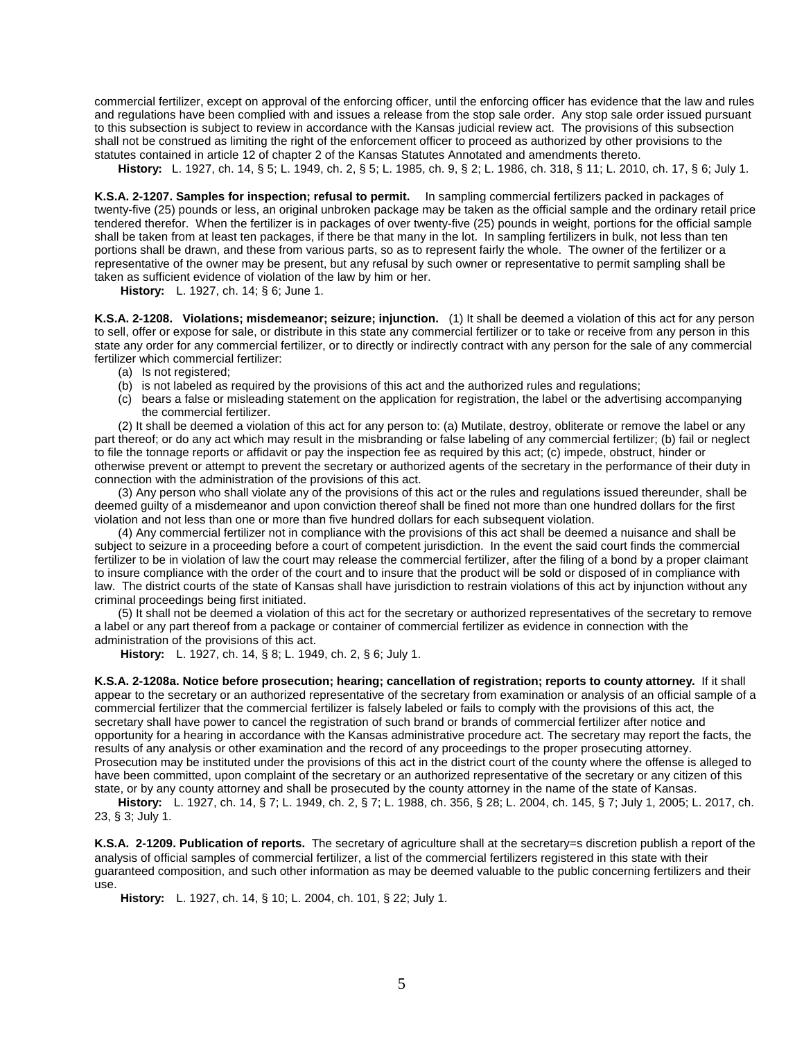commercial fertilizer, except on approval of the enforcing officer, until the enforcing officer has evidence that the law and rules and regulations have been complied with and issues a release from the stop sale order. Any stop sale order issued pursuant to this subsection is subject to review in accordance with the Kansas judicial review act. The provisions of this subsection shall not be construed as limiting the right of the enforcement officer to proceed as authorized by other provisions to the statutes contained in article 12 of chapter 2 of the Kansas Statutes Annotated and amendments thereto.

**History:** L. 1927, ch. 14, § 5; L. 1949, ch. 2, § 5; L. 1985, ch. 9, § 2; L. 1986, ch. 318, § 11; L. 2010, ch. 17, § 6; July 1.

**K.S.A. 2-1207. Samples for inspection; refusal to permit.** In sampling commercial fertilizers packed in packages of twenty-five (25) pounds or less, an original unbroken package may be taken as the official sample and the ordinary retail price tendered therefor. When the fertilizer is in packages of over twenty-five (25) pounds in weight, portions for the official sample shall be taken from at least ten packages, if there be that many in the lot. In sampling fertilizers in bulk, not less than ten portions shall be drawn, and these from various parts, so as to represent fairly the whole. The owner of the fertilizer or a representative of the owner may be present, but any refusal by such owner or representative to permit sampling shall be taken as sufficient evidence of violation of the law by him or her.

**History:** L. 1927, ch. 14; § 6; June 1.

**K.S.A. 2-1208. Violations; misdemeanor; seizure; injunction.** (1) It shall be deemed a violation of this act for any person to sell, offer or expose for sale, or distribute in this state any commercial fertilizer or to take or receive from any person in this state any order for any commercial fertilizer, or to directly or indirectly contract with any person for the sale of any commercial fertilizer which commercial fertilizer:

(a) Is not registered;
(b) is not labeled as required by the provisions of this act and the authorized rules and regulations;
(c) bears a false or misleading statement on the application for registration, the label or the advertising accompanying the commercial fertilizer.

(2) It shall be deemed a violation of this act for any person to: (a) Mutilate, destroy, obliterate or remove the label or any part thereof; or do any act which may result in the misbranding or false labeling of any commercial fertilizer; (b) fail or neglect to file the tonnage reports or affidavit or pay the inspection fee as required by this act; (c) impede, obstruct, hinder or otherwise prevent or attempt to prevent the secretary or authorized agents of the secretary in the performance of their duty in connection with the administration of the provisions of this act.

(3) Any person who shall violate any of the provisions of this act or the rules and regulations issued thereunder, shall be deemed guilty of a misdemeanor and upon conviction thereof shall be fined not more than one hundred dollars for the first violation and not less than one or more than five hundred dollars for each subsequent violation.

(4) Any commercial fertilizer not in compliance with the provisions of this act shall be deemed a nuisance and shall be subject to seizure in a proceeding before a court of competent jurisdiction. In the event the said court finds the commercial fertilizer to be in violation of law the court may release the commercial fertilizer, after the filing of a bond by a proper claimant to insure compliance with the order of the court and to insure that the product will be sold or disposed of in compliance with law. The district courts of the state of Kansas shall have jurisdiction to restrain violations of this act by injunction without any criminal proceedings being first initiated.

(5) It shall not be deemed a violation of this act for the secretary or authorized representatives of the secretary to remove a label or any part thereof from a package or container of commercial fertilizer as evidence in connection with the administration of the provisions of this act.

**History:** L. 1927, ch. 14, § 8; L. 1949, ch. 2, § 6; July 1.

**K.S.A. 2-1208a. Notice before prosecution; hearing; cancellation of registration; reports to county attorney.** If it shall appear to the secretary or an authorized representative of the secretary from examination or analysis of an official sample of a commercial fertilizer that the commercial fertilizer is falsely labeled or fails to comply with the provisions of this act, the secretary shall have power to cancel the registration of such brand or brands of commercial fertilizer after notice and opportunity for a hearing in accordance with the Kansas administrative procedure act. The secretary may report the facts, the results of any analysis or other examination and the record of any proceedings to the proper prosecuting attorney. Prosecution may be instituted under the provisions of this act in the district court of the county where the offense is alleged to have been committed, upon complaint of the secretary or an authorized representative of the secretary or any citizen of this state, or by any county attorney and shall be prosecuted by the county attorney in the name of the state of Kansas.

**History:** L. 1927, ch. 14, § 7; L. 1949, ch. 2, § 7; L. 1988, ch. 356, § 28; L. 2004, ch. 145, § 7; July 1, 2005; L. 2017, ch. 23, § 3; July 1.

**K.S.A. 2-1209. Publication of reports.** The secretary of agriculture shall at the secretary=s discretion publish a report of the analysis of official samples of commercial fertilizer, a list of the commercial fertilizers registered in this state with their guaranteed composition, and such other information as may be deemed valuable to the public concerning fertilizers and their use.

**History:** L. 1927, ch. 14, § 10; L. 2004, ch. 101, § 22; July 1.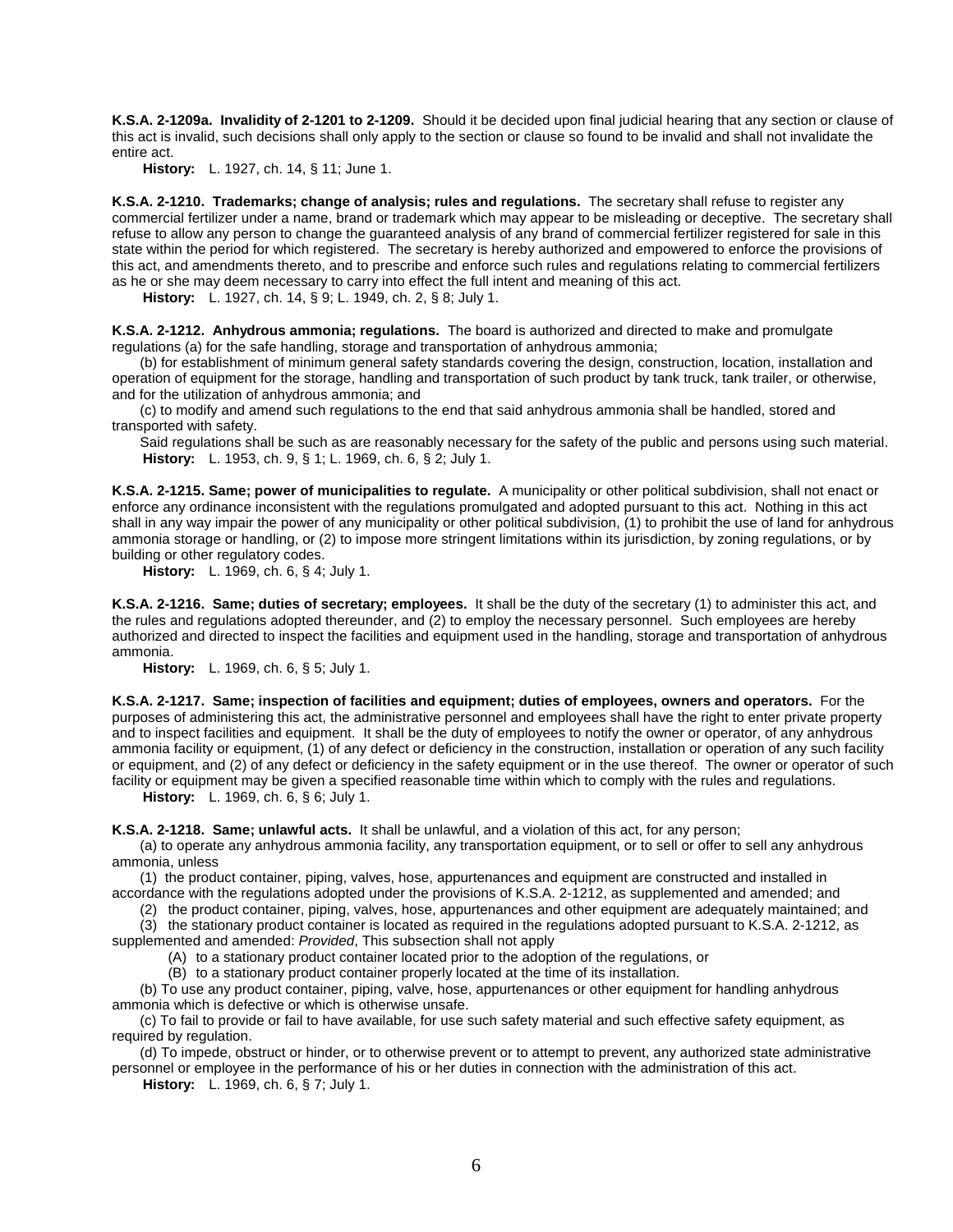**K.S.A. 2-1209a. Invalidity of 2-1201 to 2-1209.** Should it be decided upon final judicial hearing that any section or clause of this act is invalid, such decisions shall only apply to the section or clause so found to be invalid and shall not invalidate the entire act.

**History:** L. 1927, ch. 14, § 11; June 1.

**K.S.A. 2-1210. Trademarks; change of analysis; rules and regulations.** The secretary shall refuse to register any commercial fertilizer under a name, brand or trademark which may appear to be misleading or deceptive. The secretary shall refuse to allow any person to change the guaranteed analysis of any brand of commercial fertilizer registered for sale in this state within the period for which registered. The secretary is hereby authorized and empowered to enforce the provisions of this act, and amendments thereto, and to prescribe and enforce such rules and regulations relating to commercial fertilizers as he or she may deem necessary to carry into effect the full intent and meaning of this act.

**History:** L. 1927, ch. 14, § 9; L. 1949, ch. 2, § 8; July 1.

**K.S.A. 2-1212. Anhydrous ammonia; regulations.** The board is authorized and directed to make and promulgate regulations (a) for the safe handling, storage and transportation of anhydrous ammonia;

(b) for establishment of minimum general safety standards covering the design, construction, location, installation and operation of equipment for the storage, handling and transportation of such product by tank truck, tank trailer, or otherwise, and for the utilization of anhydrous ammonia; and

(c) to modify and amend such regulations to the end that said anhydrous ammonia shall be handled, stored and transported with safety.

Said regulations shall be such as are reasonably necessary for the safety of the public and persons using such material.

**History:** L. 1953, ch. 9, § 1; L. 1969, ch. 6, § 2; July 1.

**K.S.A. 2-1215. Same; power of municipalities to regulate.** A municipality or other political subdivision, shall not enact or enforce any ordinance inconsistent with the regulations promulgated and adopted pursuant to this act. Nothing in this act shall in any way impair the power of any municipality or other political subdivision, (1) to prohibit the use of land for anhydrous ammonia storage or handling, or (2) to impose more stringent limitations within its jurisdiction, by zoning regulations, or by building or other regulatory codes.

**History:** L. 1969, ch. 6, § 4; July 1.

**K.S.A. 2-1216. Same; duties of secretary; employees.** It shall be the duty of the secretary (1) to administer this act, and the rules and regulations adopted thereunder, and (2) to employ the necessary personnel. Such employees are hereby authorized and directed to inspect the facilities and equipment used in the handling, storage and transportation of anhydrous ammonia.

**History:** L. 1969, ch. 6, § 5; July 1.

**K.S.A. 2-1217. Same; inspection of facilities and equipment; duties of employees, owners and operators.** For the purposes of administering this act, the administrative personnel and employees shall have the right to enter private property and to inspect facilities and equipment. It shall be the duty of employees to notify the owner or operator, of any anhydrous ammonia facility or equipment, (1) of any defect or deficiency in the construction, installation or operation of any such facility or equipment, and (2) of any defect or deficiency in the safety equipment or in the use thereof. The owner or operator of such facility or equipment may be given a specified reasonable time within which to comply with the rules and regulations.

**History:** L. 1969, ch. 6, § 6; July 1.

**K.S.A. 2-1218. Same; unlawful acts.** It shall be unlawful, and a violation of this act, for any person;

(a) to operate any anhydrous ammonia facility, any transportation equipment, or to sell or offer to sell any anhydrous ammonia, unless

(1) the product container, piping, valves, hose, appurtenances and equipment are constructed and installed in accordance with the regulations adopted under the provisions of K.S.A. 2-1212, as supplemented and amended; and

(2) the product container, piping, valves, hose, appurtenances and other equipment are adequately maintained; and

(3) the stationary product container is located as required in the regulations adopted pursuant to K.S.A. 2-1212, as supplemented and amended: *Provided*, This subsection shall not apply

(A) to a stationary product container located prior to the adoption of the regulations, or

(B) to a stationary product container properly located at the time of its installation.

(b) To use any product container, piping, valve, hose, appurtenances or other equipment for handling anhydrous ammonia which is defective or which is otherwise unsafe.

(c) To fail to provide or fail to have available, for use such safety material and such effective safety equipment, as required by regulation.

(d) To impede, obstruct or hinder, or to otherwise prevent or to attempt to prevent, any authorized state administrative personnel or employee in the performance of his or her duties in connection with the administration of this act.

**History:** L. 1969, ch. 6, § 7; July 1.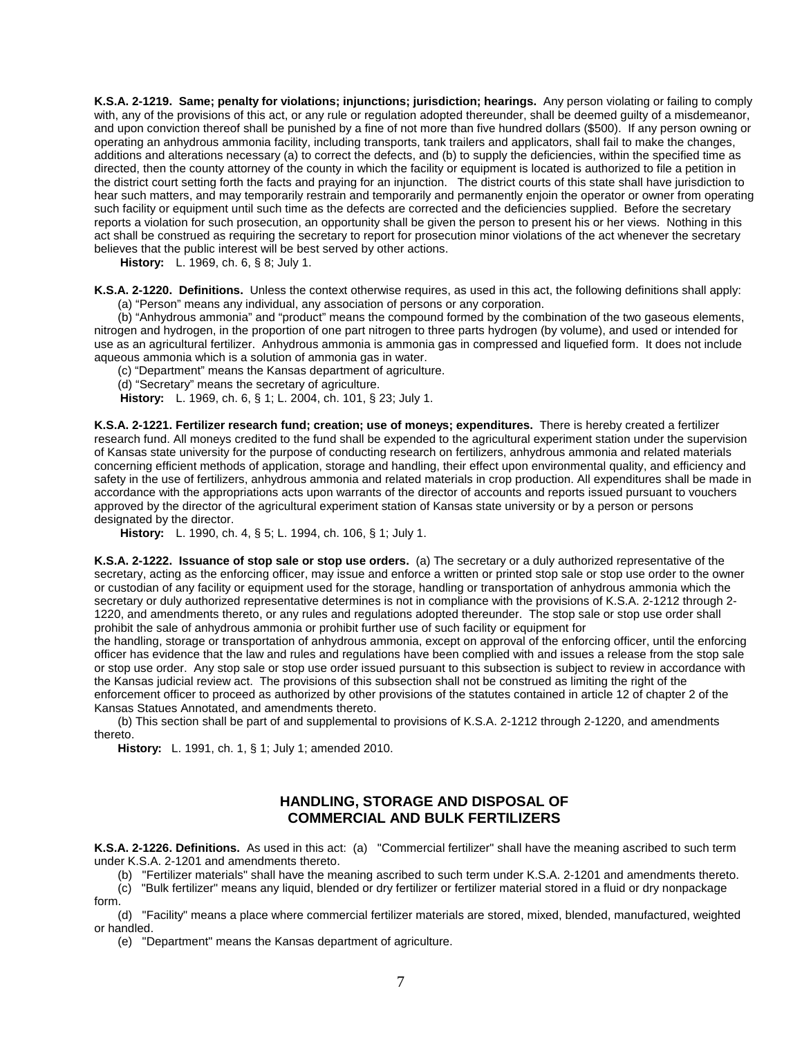**K.S.A. 2-1219. Same; penalty for violations; injunctions; jurisdiction; hearings.** Any person violating or failing to comply with, any of the provisions of this act, or any rule or regulation adopted thereunder, shall be deemed guilty of a misdemeanor, and upon conviction thereof shall be punished by a fine of not more than five hundred dollars ($500). If any person owning or operating an anhydrous ammonia facility, including transports, tank trailers and applicators, shall fail to make the changes, additions and alterations necessary (a) to correct the defects, and (b) to supply the deficiencies, within the specified time as directed, then the county attorney of the county in which the facility or equipment is located is authorized to file a petition in the district court setting forth the facts and praying for an injunction. The district courts of this state shall have jurisdiction to hear such matters, and may temporarily restrain and temporarily and permanently enjoin the operator or owner from operating such facility or equipment until such time as the defects are corrected and the deficiencies supplied. Before the secretary reports a violation for such prosecution, an opportunity shall be given the person to present his or her views. Nothing in this act shall be construed as requiring the secretary to report for prosecution minor violations of the act whenever the secretary believes that the public interest will be best served by other actions.

**History:** L. 1969, ch. 6, § 8; July 1.

**K.S.A. 2-1220. Definitions.** Unless the context otherwise requires, as used in this act, the following definitions shall apply:

(a) "Person" means any individual, any association of persons or any corporation.

(b) "Anhydrous ammonia" and "product" means the compound formed by the combination of the two gaseous elements, nitrogen and hydrogen, in the proportion of one part nitrogen to three parts hydrogen (by volume), and used or intended for use as an agricultural fertilizer. Anhydrous ammonia is ammonia gas in compressed and liquefied form. It does not include aqueous ammonia which is a solution of ammonia gas in water.

(c) "Department" means the Kansas department of agriculture.

(d) "Secretary" means the secretary of agriculture.

**History:** L. 1969, ch. 6, § 1; L. 2004, ch. 101, § 23; July 1.

**K.S.A. 2-1221. Fertilizer research fund; creation; use of moneys; expenditures.** There is hereby created a fertilizer research fund. All moneys credited to the fund shall be expended to the agricultural experiment station under the supervision of Kansas state university for the purpose of conducting research on fertilizers, anhydrous ammonia and related materials concerning efficient methods of application, storage and handling, their effect upon environmental quality, and efficiency and safety in the use of fertilizers, anhydrous ammonia and related materials in crop production. All expenditures shall be made in accordance with the appropriations acts upon warrants of the director of accounts and reports issued pursuant to vouchers approved by the director of the agricultural experiment station of Kansas state university or by a person or persons designated by the director.

**History:** L. 1990, ch. 4, § 5; L. 1994, ch. 106, § 1; July 1.

**K.S.A. 2-1222. Issuance of stop sale or stop use orders.** (a) The secretary or a duly authorized representative of the secretary, acting as the enforcing officer, may issue and enforce a written or printed stop sale or stop use order to the owner or custodian of any facility or equipment used for the storage, handling or transportation of anhydrous ammonia which the secretary or duly authorized representative determines is not in compliance with the provisions of K.S.A. 2-1212 through 2-1220, and amendments thereto, or any rules and regulations adopted thereunder. The stop sale or stop use order shall prohibit the sale of anhydrous ammonia or prohibit further use of such facility or equipment for the handling, storage or transportation of anhydrous ammonia, except on approval of the enforcing officer, until the enforcing officer has evidence that the law and rules and regulations have been complied with and issues a release from the stop sale or stop use order. Any stop sale or stop use order issued pursuant to this subsection is subject to review in accordance with the Kansas judicial review act. The provisions of this subsection shall not be construed as limiting the right of the enforcement officer to proceed as authorized by other provisions of the statutes contained in article 12 of chapter 2 of the Kansas Statues Annotated, and amendments thereto.

(b) This section shall be part of and supplemental to provisions of K.S.A. 2-1212 through 2-1220, and amendments thereto.

**History:** L. 1991, ch. 1, § 1; July 1; amended 2010.

## HANDLING, STORAGE AND DISPOSAL OF COMMERCIAL AND BULK FERTILIZERS

**K.S.A. 2-1226. Definitions.** As used in this act: (a) "Commercial fertilizer" shall have the meaning ascribed to such term under K.S.A. 2-1201 and amendments thereto.

(b) "Fertilizer materials" shall have the meaning ascribed to such term under K.S.A. 2-1201 and amendments thereto.

(c) "Bulk fertilizer" means any liquid, blended or dry fertilizer or fertilizer material stored in a fluid or dry nonpackage form.

(d) "Facility" means a place where commercial fertilizer materials are stored, mixed, blended, manufactured, weighted or handled.

(e) "Department" means the Kansas department of agriculture.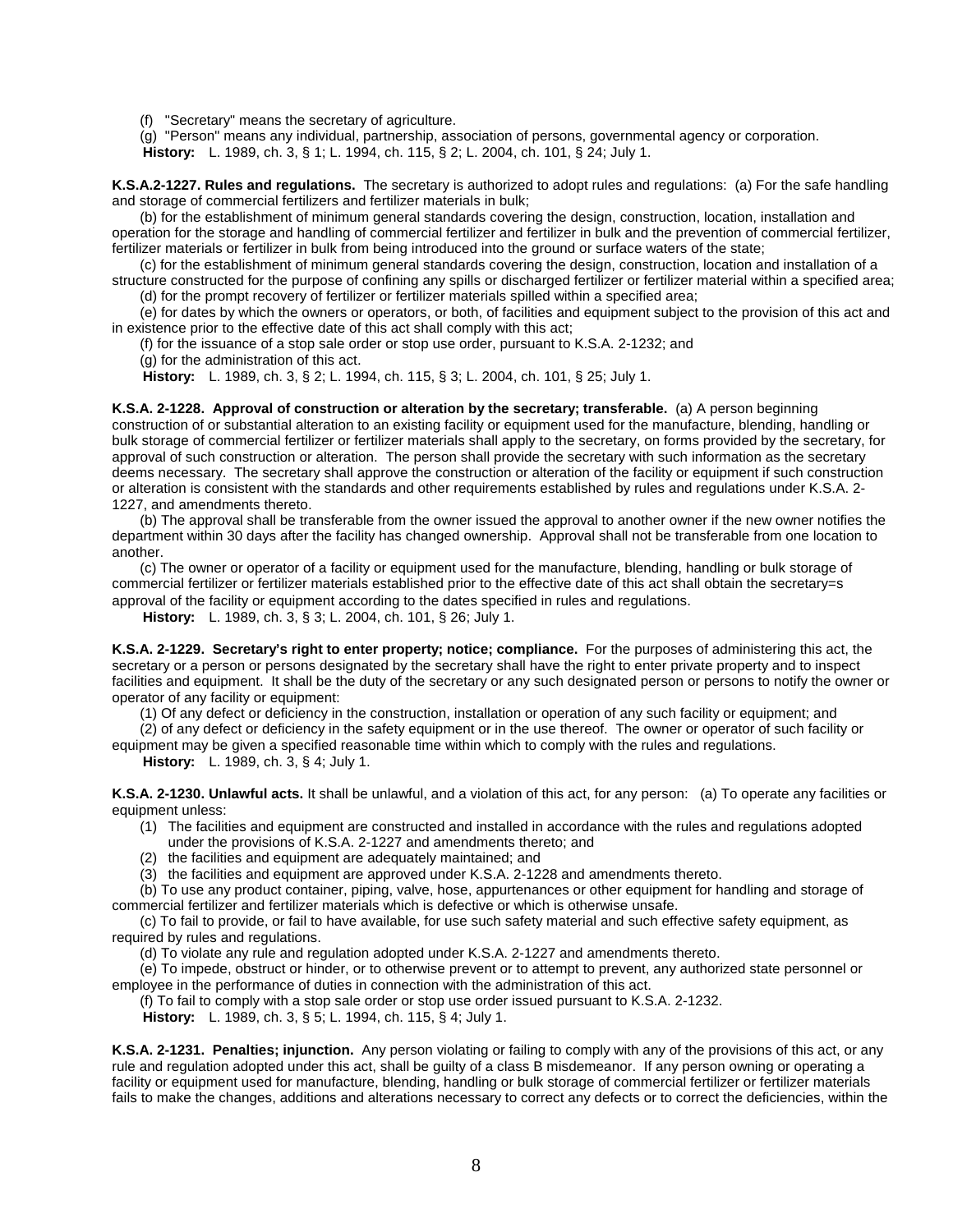(f) "Secretary" means the secretary of agriculture.

(g) "Person" means any individual, partnership, association of persons, governmental agency or corporation.

**History:** L. 1989, ch. 3, § 1; L. 1994, ch. 115, § 2; L. 2004, ch. 101, § 24; July 1.

**K.S.A.2-1227. Rules and regulations.** The secretary is authorized to adopt rules and regulations: (a) For the safe handling and storage of commercial fertilizers and fertilizer materials in bulk;

(b) for the establishment of minimum general standards covering the design, construction, location, installation and operation for the storage and handling of commercial fertilizer and fertilizer in bulk and the prevention of commercial fertilizer, fertilizer materials or fertilizer in bulk from being introduced into the ground or surface waters of the state;

(c) for the establishment of minimum general standards covering the design, construction, location and installation of a structure constructed for the purpose of confining any spills or discharged fertilizer or fertilizer material within a specified area;

(d) for the prompt recovery of fertilizer or fertilizer materials spilled within a specified area;

(e) for dates by which the owners or operators, or both, of facilities and equipment subject to the provision of this act and in existence prior to the effective date of this act shall comply with this act;

(f) for the issuance of a stop sale order or stop use order, pursuant to K.S.A. 2-1232; and

(g) for the administration of this act.

**History:** L. 1989, ch. 3, § 2; L. 1994, ch. 115, § 3; L. 2004, ch. 101, § 25; July 1.

**K.S.A. 2-1228. Approval of construction or alteration by the secretary; transferable.** (a) A person beginning construction of or substantial alteration to an existing facility or equipment used for the manufacture, blending, handling or bulk storage of commercial fertilizer or fertilizer materials shall apply to the secretary, on forms provided by the secretary, for approval of such construction or alteration. The person shall provide the secretary with such information as the secretary deems necessary. The secretary shall approve the construction or alteration of the facility or equipment if such construction or alteration is consistent with the standards and other requirements established by rules and regulations under K.S.A. 2-1227, and amendments thereto.

(b) The approval shall be transferable from the owner issued the approval to another owner if the new owner notifies the department within 30 days after the facility has changed ownership. Approval shall not be transferable from one location to another.

(c) The owner or operator of a facility or equipment used for the manufacture, blending, handling or bulk storage of commercial fertilizer or fertilizer materials established prior to the effective date of this act shall obtain the secretary=s approval of the facility or equipment according to the dates specified in rules and regulations.

**History:** L. 1989, ch. 3, § 3; L. 2004, ch. 101, § 26; July 1.

**K.S.A. 2-1229. Secretary's right to enter property; notice; compliance.** For the purposes of administering this act, the secretary or a person or persons designated by the secretary shall have the right to enter private property and to inspect facilities and equipment. It shall be the duty of the secretary or any such designated person or persons to notify the owner or operator of any facility or equipment:

(1) Of any defect or deficiency in the construction, installation or operation of any such facility or equipment; and

(2) of any defect or deficiency in the safety equipment or in the use thereof. The owner or operator of such facility or equipment may be given a specified reasonable time within which to comply with the rules and regulations.

**History:** L. 1989, ch. 3, § 4; July 1.

**K.S.A. 2-1230. Unlawful acts.** It shall be unlawful, and a violation of this act, for any person: (a) To operate any facilities or equipment unless:

(1) The facilities and equipment are constructed and installed in accordance with the rules and regulations adopted under the provisions of K.S.A. 2-1227 and amendments thereto; and

(2) the facilities and equipment are adequately maintained; and

(3) the facilities and equipment are approved under K.S.A. 2-1228 and amendments thereto.

(b) To use any product container, piping, valve, hose, appurtenances or other equipment for handling and storage of commercial fertilizer and fertilizer materials which is defective or which is otherwise unsafe.

(c) To fail to provide, or fail to have available, for use such safety material and such effective safety equipment, as required by rules and regulations.

(d) To violate any rule and regulation adopted under K.S.A. 2-1227 and amendments thereto.

(e) To impede, obstruct or hinder, or to otherwise prevent or to attempt to prevent, any authorized state personnel or employee in the performance of duties in connection with the administration of this act.

(f) To fail to comply with a stop sale order or stop use order issued pursuant to K.S.A. 2-1232.

**History:** L. 1989, ch. 3, § 5; L. 1994, ch. 115, § 4; July 1.

**K.S.A. 2-1231. Penalties; injunction.** Any person violating or failing to comply with any of the provisions of this act, or any rule and regulation adopted under this act, shall be guilty of a class B misdemeanor. If any person owning or operating a facility or equipment used for manufacture, blending, handling or bulk storage of commercial fertilizer or fertilizer materials fails to make the changes, additions and alterations necessary to correct any defects or to correct the deficiencies, within the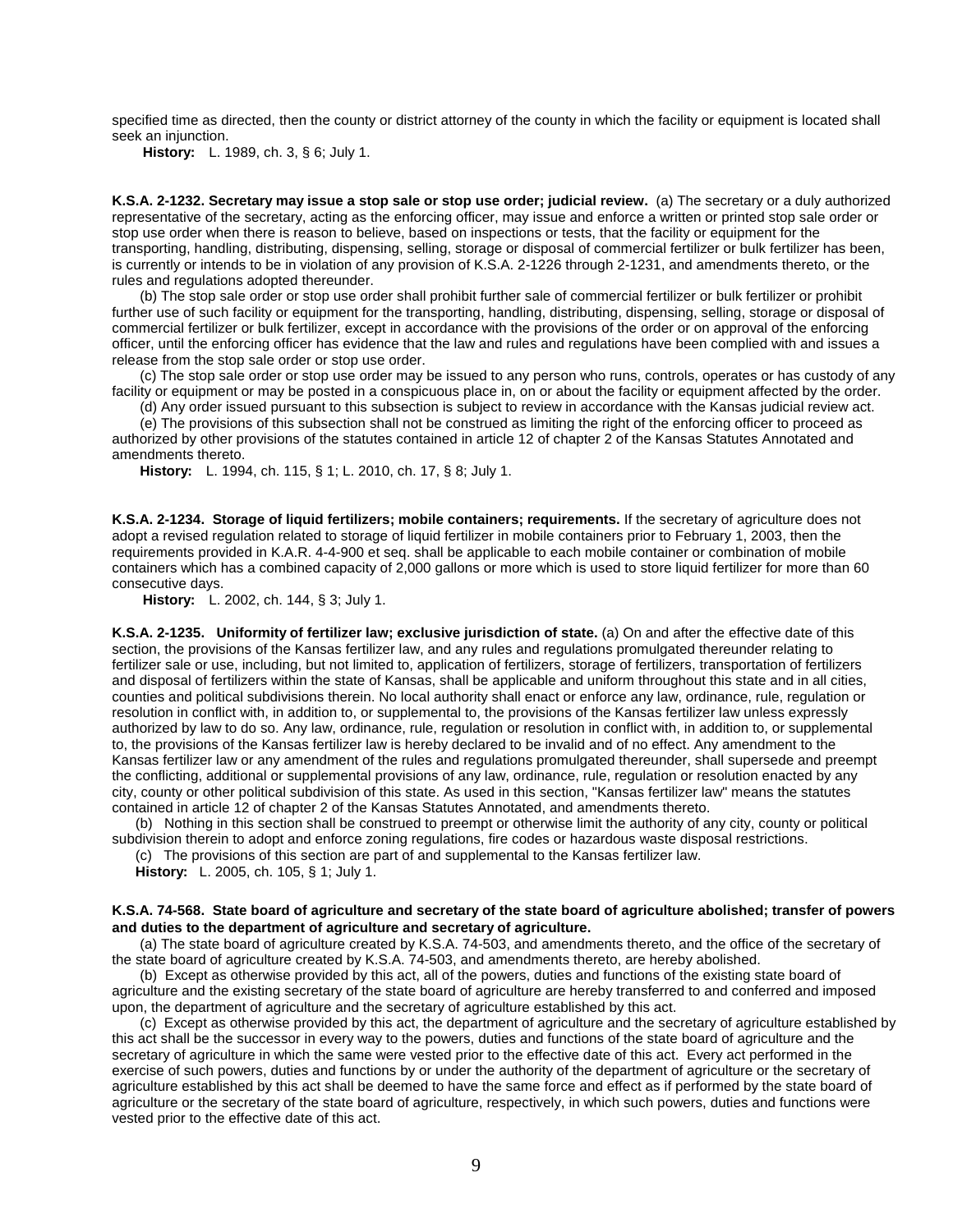specified time as directed, then the county or district attorney of the county in which the facility or equipment is located shall seek an injunction.

**History:** L. 1989, ch. 3, § 6; July 1.

**K.S.A. 2-1232. Secretary may issue a stop sale or stop use order; judicial review.** (a) The secretary or a duly authorized representative of the secretary, acting as the enforcing officer, may issue and enforce a written or printed stop sale order or stop use order when there is reason to believe, based on inspections or tests, that the facility or equipment for the transporting, handling, distributing, dispensing, selling, storage or disposal of commercial fertilizer or bulk fertilizer has been, is currently or intends to be in violation of any provision of K.S.A. 2-1226 through 2-1231, and amendments thereto, or the rules and regulations adopted thereunder.

(b) The stop sale order or stop use order shall prohibit further sale of commercial fertilizer or bulk fertilizer or prohibit further use of such facility or equipment for the transporting, handling, distributing, dispensing, selling, storage or disposal of commercial fertilizer or bulk fertilizer, except in accordance with the provisions of the order or on approval of the enforcing officer, until the enforcing officer has evidence that the law and rules and regulations have been complied with and issues a release from the stop sale order or stop use order.

(c) The stop sale order or stop use order may be issued to any person who runs, controls, operates or has custody of any facility or equipment or may be posted in a conspicuous place in, on or about the facility or equipment affected by the order.

(d) Any order issued pursuant to this subsection is subject to review in accordance with the Kansas judicial review act.

(e) The provisions of this subsection shall not be construed as limiting the right of the enforcing officer to proceed as authorized by other provisions of the statutes contained in article 12 of chapter 2 of the Kansas Statutes Annotated and amendments thereto.

**History:** L. 1994, ch. 115, § 1; L. 2010, ch. 17, § 8; July 1.

**K.S.A. 2-1234. Storage of liquid fertilizers; mobile containers; requirements.** If the secretary of agriculture does not adopt a revised regulation related to storage of liquid fertilizer in mobile containers prior to February 1, 2003, then the requirements provided in K.A.R. 4-4-900 et seq. shall be applicable to each mobile container or combination of mobile containers which has a combined capacity of 2,000 gallons or more which is used to store liquid fertilizer for more than 60 consecutive days.

**History:** L. 2002, ch. 144, § 3; July 1.

**K.S.A. 2-1235. Uniformity of fertilizer law; exclusive jurisdiction of state.** (a) On and after the effective date of this section, the provisions of the Kansas fertilizer law, and any rules and regulations promulgated thereunder relating to fertilizer sale or use, including, but not limited to, application of fertilizers, storage of fertilizers, transportation of fertilizers and disposal of fertilizers within the state of Kansas, shall be applicable and uniform throughout this state and in all cities, counties and political subdivisions therein. No local authority shall enact or enforce any law, ordinance, rule, regulation or resolution in conflict with, in addition to, or supplemental to, the provisions of the Kansas fertilizer law unless expressly authorized by law to do so. Any law, ordinance, rule, regulation or resolution in conflict with, in addition to, or supplemental to, the provisions of the Kansas fertilizer law is hereby declared to be invalid and of no effect. Any amendment to the Kansas fertilizer law or any amendment of the rules and regulations promulgated thereunder, shall supersede and preempt the conflicting, additional or supplemental provisions of any law, ordinance, rule, regulation or resolution enacted by any city, county or other political subdivision of this state. As used in this section, "Kansas fertilizer law" means the statutes contained in article 12 of chapter 2 of the Kansas Statutes Annotated, and amendments thereto.

(b) Nothing in this section shall be construed to preempt or otherwise limit the authority of any city, county or political subdivision therein to adopt and enforce zoning regulations, fire codes or hazardous waste disposal restrictions.

(c) The provisions of this section are part of and supplemental to the Kansas fertilizer law.

**History:** L. 2005, ch. 105, § 1; July 1.

**K.S.A. 74-568. State board of agriculture and secretary of the state board of agriculture abolished; transfer of powers and duties to the department of agriculture and secretary of agriculture.**

(a) The state board of agriculture created by K.S.A. 74-503, and amendments thereto, and the office of the secretary of the state board of agriculture created by K.S.A. 74-503, and amendments thereto, are hereby abolished.

(b) Except as otherwise provided by this act, all of the powers, duties and functions of the existing state board of agriculture and the existing secretary of the state board of agriculture are hereby transferred to and conferred and imposed upon, the department of agriculture and the secretary of agriculture established by this act.

(c) Except as otherwise provided by this act, the department of agriculture and the secretary of agriculture established by this act shall be the successor in every way to the powers, duties and functions of the state board of agriculture and the secretary of agriculture in which the same were vested prior to the effective date of this act. Every act performed in the exercise of such powers, duties and functions by or under the authority of the department of agriculture or the secretary of agriculture established by this act shall be deemed to have the same force and effect as if performed by the state board of agriculture or the secretary of the state board of agriculture, respectively, in which such powers, duties and functions were vested prior to the effective date of this act.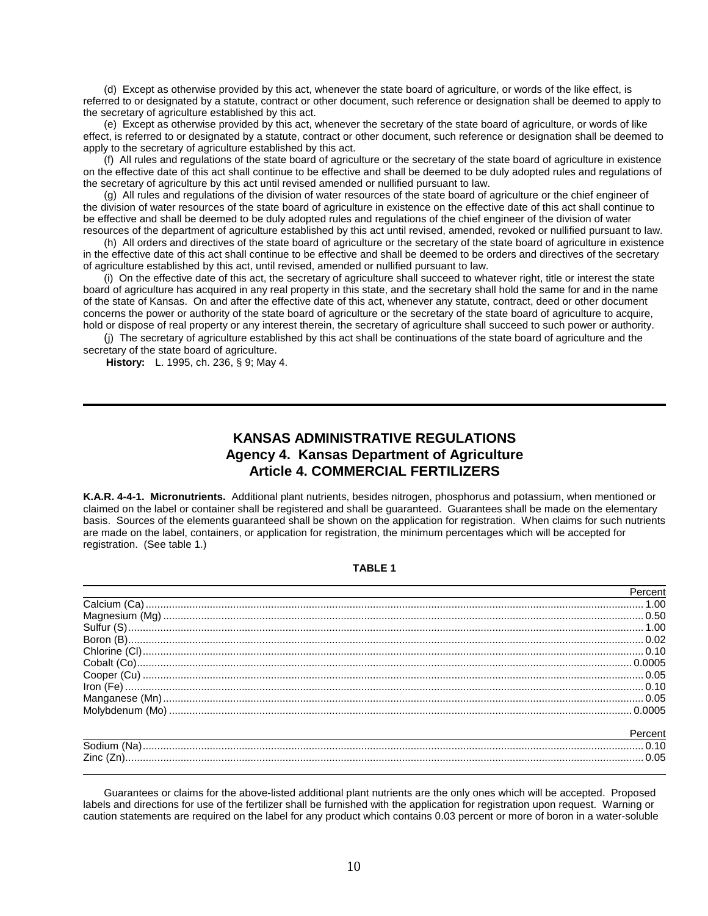(d) Except as otherwise provided by this act, whenever the state board of agriculture, or words of the like effect, is referred to or designated by a statute, contract or other document, such reference or designation shall be deemed to apply to the secretary of agriculture established by this act.

(e) Except as otherwise provided by this act, whenever the secretary of the state board of agriculture, or words of like effect, is referred to or designated by a statute, contract or other document, such reference or designation shall be deemed to apply to the secretary of agriculture established by this act.

(f) All rules and regulations of the state board of agriculture or the secretary of the state board of agriculture in existence on the effective date of this act shall continue to be effective and shall be deemed to be duly adopted rules and regulations of the secretary of agriculture by this act until revised amended or nullified pursuant to law.

(g) All rules and regulations of the division of water resources of the state board of agriculture or the chief engineer of the division of water resources of the state board of agriculture in existence on the effective date of this act shall continue to be effective and shall be deemed to be duly adopted rules and regulations of the chief engineer of the division of water resources of the department of agriculture established by this act until revised, amended, revoked or nullified pursuant to law.

(h) All orders and directives of the state board of agriculture or the secretary of the state board of agriculture in existence in the effective date of this act shall continue to be effective and shall be deemed to be orders and directives of the secretary of agriculture established by this act, until revised, amended or nullified pursuant to law.

(i) On the effective date of this act, the secretary of agriculture shall succeed to whatever right, title or interest the state board of agriculture has acquired in any real property in this state, and the secretary shall hold the same for and in the name of the state of Kansas. On and after the effective date of this act, whenever any statute, contract, deed or other document concerns the power or authority of the state board of agriculture or the secretary of the state board of agriculture to acquire, hold or dispose of real property or any interest therein, the secretary of agriculture shall succeed to such power or authority.

(j) The secretary of agriculture established by this act shall be continuations of the state board of agriculture and the secretary of the state board of agriculture.

**History:** L. 1995, ch. 236, § 9; May 4.

---

## KANSAS ADMINISTRATIVE REGULATIONS
## Agency 4. Kansas Department of Agriculture
## Article 4. COMMERCIAL FERTILIZERS

**K.A.R. 4-4-1. Micronutrients.** Additional plant nutrients, besides nitrogen, phosphorus and potassium, when mentioned or claimed on the label or container shall be registered and shall be guaranteed. Guarantees shall be made on the elementary basis. Sources of the elements guaranteed shall be shown on the application for registration. When claims for such nutrients are made on the label, containers, or application for registration, the minimum percentages which will be accepted for registration. (See table 1.)

**TABLE 1**

| | Percent |
|---|---|
| Calcium (Ca) | 1.00 |
| Magnesium (Mg) | 0.50 |
| Sulfur (S) | 1.00 |
| Boron (B) | 0.02 |
| Chlorine (Cl) | 0.10 |
| Cobalt (Co) | 0.0005 |
| Cooper (Cu) | 0.05 |
| Iron (Fe) | 0.10 |
| Manganese (Mn) | 0.05 |
| Molybdenum (Mo) | 0.0005 |
| Sodium (Na) | 0.10 |
| Zinc (Zn) | 0.05 |

Guarantees or claims for the above-listed additional plant nutrients are the only ones which will be accepted. Proposed labels and directions for use of the fertilizer shall be furnished with the application for registration upon request. Warning or caution statements are required on the label for any product which contains 0.03 percent or more of boron in a water-soluble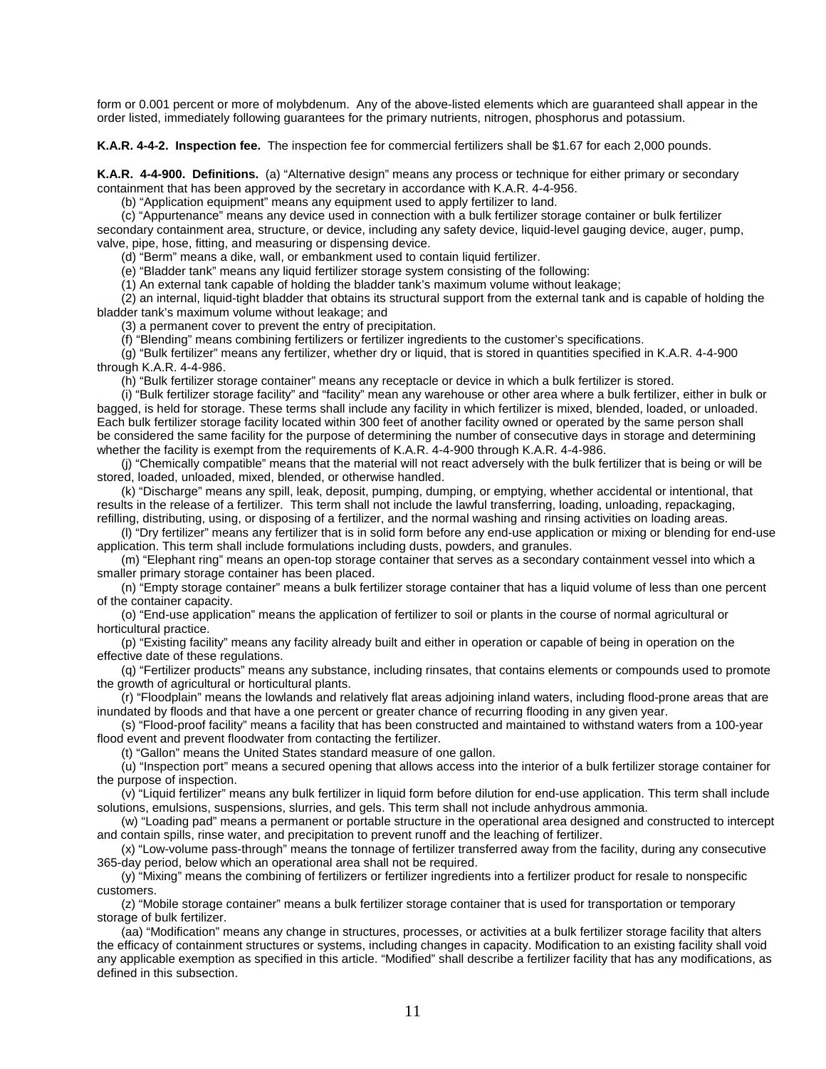form or 0.001 percent or more of molybdenum. Any of the above-listed elements which are guaranteed shall appear in the order listed, immediately following guarantees for the primary nutrients, nitrogen, phosphorus and potassium.

**K.A.R. 4-4-2. Inspection fee.** The inspection fee for commercial fertilizers shall be $1.67 for each 2,000 pounds.

**K.A.R. 4-4-900. Definitions.** (a) "Alternative design" means any process or technique for either primary or secondary containment that has been approved by the secretary in accordance with K.A.R. 4-4-956.

(b) "Application equipment" means any equipment used to apply fertilizer to land.

(c) "Appurtenance" means any device used in connection with a bulk fertilizer storage container or bulk fertilizer secondary containment area, structure, or device, including any safety device, liquid-level gauging device, auger, pump, valve, pipe, hose, fitting, and measuring or dispensing device.

(d) "Berm" means a dike, wall, or embankment used to contain liquid fertilizer.

(e) "Bladder tank" means any liquid fertilizer storage system consisting of the following:

(1) An external tank capable of holding the bladder tank's maximum volume without leakage;

(2) an internal, liquid-tight bladder that obtains its structural support from the external tank and is capable of holding the bladder tank's maximum volume without leakage; and

(3) a permanent cover to prevent the entry of precipitation.

(f) "Blending" means combining fertilizers or fertilizer ingredients to the customer's specifications.

(g) "Bulk fertilizer" means any fertilizer, whether dry or liquid, that is stored in quantities specified in K.A.R. 4-4-900 through K.A.R. 4-4-986.

(h) "Bulk fertilizer storage container" means any receptacle or device in which a bulk fertilizer is stored.

(i) "Bulk fertilizer storage facility" and "facility" mean any warehouse or other area where a bulk fertilizer, either in bulk or bagged, is held for storage. These terms shall include any facility in which fertilizer is mixed, blended, loaded, or unloaded. Each bulk fertilizer storage facility located within 300 feet of another facility owned or operated by the same person shall be considered the same facility for the purpose of determining the number of consecutive days in storage and determining whether the facility is exempt from the requirements of K.A.R. 4-4-900 through K.A.R. 4-4-986.

(j) "Chemically compatible" means that the material will not react adversely with the bulk fertilizer that is being or will be stored, loaded, unloaded, mixed, blended, or otherwise handled.

(k) "Discharge" means any spill, leak, deposit, pumping, dumping, or emptying, whether accidental or intentional, that results in the release of a fertilizer. This term shall not include the lawful transferring, loading, unloading, repackaging, refilling, distributing, using, or disposing of a fertilizer, and the normal washing and rinsing activities on loading areas.

(l) "Dry fertilizer" means any fertilizer that is in solid form before any end-use application or mixing or blending for end-use application. This term shall include formulations including dusts, powders, and granules.

(m) "Elephant ring" means an open-top storage container that serves as a secondary containment vessel into which a smaller primary storage container has been placed.

(n) "Empty storage container" means a bulk fertilizer storage container that has a liquid volume of less than one percent of the container capacity.

(o) "End-use application" means the application of fertilizer to soil or plants in the course of normal agricultural or horticultural practice.

(p) "Existing facility" means any facility already built and either in operation or capable of being in operation on the effective date of these regulations.

(q) "Fertilizer products" means any substance, including rinsates, that contains elements or compounds used to promote the growth of agricultural or horticultural plants.

(r) "Floodplain" means the lowlands and relatively flat areas adjoining inland waters, including flood-prone areas that are inundated by floods and that have a one percent or greater chance of recurring flooding in any given year.

(s) "Flood-proof facility" means a facility that has been constructed and maintained to withstand waters from a 100-year flood event and prevent floodwater from contacting the fertilizer.

(t) "Gallon" means the United States standard measure of one gallon.

(u) "Inspection port" means a secured opening that allows access into the interior of a bulk fertilizer storage container for the purpose of inspection.

(v) "Liquid fertilizer" means any bulk fertilizer in liquid form before dilution for end-use application. This term shall include solutions, emulsions, suspensions, slurries, and gels. This term shall not include anhydrous ammonia.

(w) "Loading pad" means a permanent or portable structure in the operational area designed and constructed to intercept and contain spills, rinse water, and precipitation to prevent runoff and the leaching of fertilizer.

(x) "Low-volume pass-through" means the tonnage of fertilizer transferred away from the facility, during any consecutive 365-day period, below which an operational area shall not be required.

(y) "Mixing" means the combining of fertilizers or fertilizer ingredients into a fertilizer product for resale to nonspecific customers.

(z) "Mobile storage container" means a bulk fertilizer storage container that is used for transportation or temporary storage of bulk fertilizer.

(aa) "Modification" means any change in structures, processes, or activities at a bulk fertilizer storage facility that alters the efficacy of containment structures or systems, including changes in capacity. Modification to an existing facility shall void any applicable exemption as specified in this article. "Modified" shall describe a fertilizer facility that has any modifications, as defined in this subsection.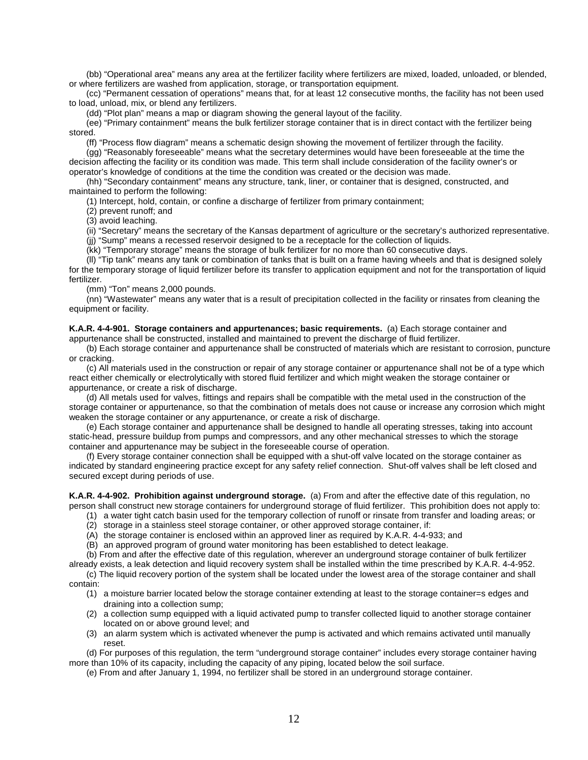(bb) “Operational area” means any area at the fertilizer facility where fertilizers are mixed, loaded, unloaded, or blended, or where fertilizers are washed from application, storage, or transportation equipment.

(cc) “Permanent cessation of operations” means that, for at least 12 consecutive months, the facility has not been used to load, unload, mix, or blend any fertilizers.

(dd) “Plot plan” means a map or diagram showing the general layout of the facility.

(ee) “Primary containment” means the bulk fertilizer storage container that is in direct contact with the fertilizer being stored.

(ff) “Process flow diagram” means a schematic design showing the movement of fertilizer through the facility.

(gg) “Reasonably foreseeable” means what the secretary determines would have been foreseeable at the time the decision affecting the facility or its condition was made. This term shall include consideration of the facility owner’s or operator’s knowledge of conditions at the time the condition was created or the decision was made.

(hh) “Secondary containment” means any structure, tank, liner, or container that is designed, constructed, and maintained to perform the following:

(1) Intercept, hold, contain, or confine a discharge of fertilizer from primary containment;

(2) prevent runoff; and

(3) avoid leaching.

(ii) “Secretary” means the secretary of the Kansas department of agriculture or the secretary’s authorized representative.

(jj) “Sump” means a recessed reservoir designed to be a receptacle for the collection of liquids.

(kk) “Temporary storage” means the storage of bulk fertilizer for no more than 60 consecutive days.

(ll) “Tip tank” means any tank or combination of tanks that is built on a frame having wheels and that is designed solely for the temporary storage of liquid fertilizer before its transfer to application equipment and not for the transportation of liquid fertilizer.

(mm) “Ton” means 2,000 pounds.

(nn) “Wastewater” means any water that is a result of precipitation collected in the facility or rinsates from cleaning the equipment or facility.

**K.A.R. 4-4-901. Storage containers and appurtenances; basic requirements.** (a) Each storage container and appurtenance shall be constructed, installed and maintained to prevent the discharge of fluid fertilizer.

(b) Each storage container and appurtenance shall be constructed of materials which are resistant to corrosion, puncture or cracking.

(c) All materials used in the construction or repair of any storage container or appurtenance shall not be of a type which react either chemically or electrolytically with stored fluid fertilizer and which might weaken the storage container or appurtenance, or create a risk of discharge.

(d) All metals used for valves, fittings and repairs shall be compatible with the metal used in the construction of the storage container or appurtenance, so that the combination of metals does not cause or increase any corrosion which might weaken the storage container or any appurtenance, or create a risk of discharge.

(e) Each storage container and appurtenance shall be designed to handle all operating stresses, taking into account static-head, pressure buildup from pumps and compressors, and any other mechanical stresses to which the storage container and appurtenance may be subject in the foreseeable course of operation.

(f) Every storage container connection shall be equipped with a shut-off valve located on the storage container as indicated by standard engineering practice except for any safety relief connection. Shut-off valves shall be left closed and secured except during periods of use.

**K.A.R. 4-4-902. Prohibition against underground storage.** (a) From and after the effective date of this regulation, no person shall construct new storage containers for underground storage of fluid fertilizer. This prohibition does not apply to:

(1) a water tight catch basin used for the temporary collection of runoff or rinsate from transfer and loading areas; or

(2) storage in a stainless steel storage container, or other approved storage container, if:

(A) the storage container is enclosed within an approved liner as required by K.A.R. 4-4-933; and

(B) an approved program of ground water monitoring has been established to detect leakage.

(b) From and after the effective date of this regulation, wherever an underground storage container of bulk fertilizer already exists, a leak detection and liquid recovery system shall be installed within the time prescribed by K.A.R. 4-4-952.

(c) The liquid recovery portion of the system shall be located under the lowest area of the storage container and shall contain:

(1) a moisture barrier located below the storage container extending at least to the storage container=s edges and draining into a collection sump;

(2) a collection sump equipped with a liquid activated pump to transfer collected liquid to another storage container located on or above ground level; and

(3) an alarm system which is activated whenever the pump is activated and which remains activated until manually reset.

(d) For purposes of this regulation, the term “underground storage container” includes every storage container having more than 10% of its capacity, including the capacity of any piping, located below the soil surface.

(e) From and after January 1, 1994, no fertilizer shall be stored in an underground storage container.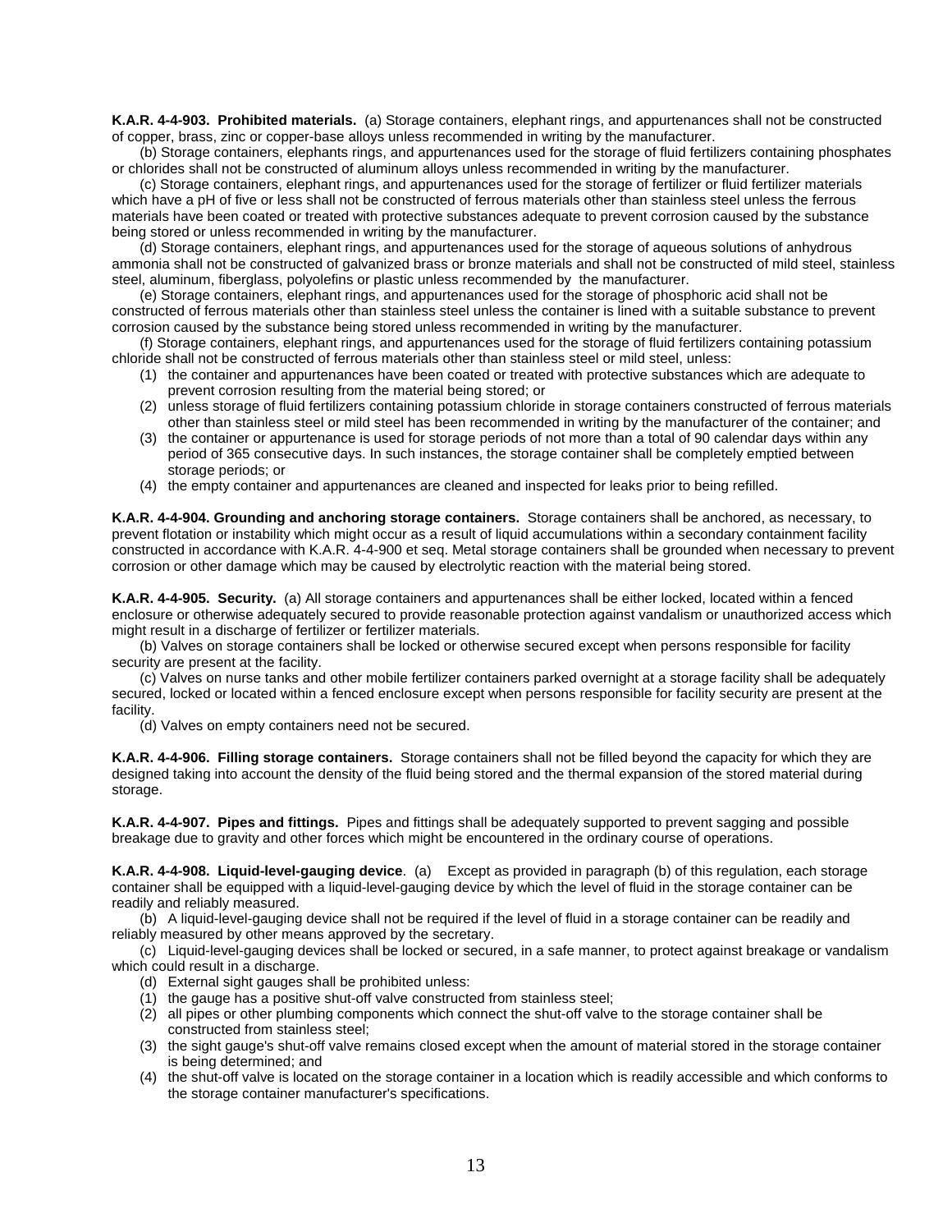**K.A.R. 4-4-903. Prohibited materials.** (a) Storage containers, elephant rings, and appurtenances shall not be constructed of copper, brass, zinc or copper-base alloys unless recommended in writing by the manufacturer.

(b) Storage containers, elephants rings, and appurtenances used for the storage of fluid fertilizers containing phosphates or chlorides shall not be constructed of aluminum alloys unless recommended in writing by the manufacturer.

(c) Storage containers, elephant rings, and appurtenances used for the storage of fertilizer or fluid fertilizer materials which have a pH of five or less shall not be constructed of ferrous materials other than stainless steel unless the ferrous materials have been coated or treated with protective substances adequate to prevent corrosion caused by the substance being stored or unless recommended in writing by the manufacturer.

(d) Storage containers, elephant rings, and appurtenances used for the storage of aqueous solutions of anhydrous ammonia shall not be constructed of galvanized brass or bronze materials and shall not be constructed of mild steel, stainless steel, aluminum, fiberglass, polyolefins or plastic unless recommended by the manufacturer.

(e) Storage containers, elephant rings, and appurtenances used for the storage of phosphoric acid shall not be constructed of ferrous materials other than stainless steel unless the container is lined with a suitable substance to prevent corrosion caused by the substance being stored unless recommended in writing by the manufacturer.

(f) Storage containers, elephant rings, and appurtenances used for the storage of fluid fertilizers containing potassium chloride shall not be constructed of ferrous materials other than stainless steel or mild steel, unless:

(1) the container and appurtenances have been coated or treated with protective substances which are adequate to prevent corrosion resulting from the material being stored; or

(2) unless storage of fluid fertilizers containing potassium chloride in storage containers constructed of ferrous materials other than stainless steel or mild steel has been recommended in writing by the manufacturer of the container; and

(3) the container or appurtenance is used for storage periods of not more than a total of 90 calendar days within any period of 365 consecutive days. In such instances, the storage container shall be completely emptied between storage periods; or

(4) the empty container and appurtenances are cleaned and inspected for leaks prior to being refilled.

**K.A.R. 4-4-904. Grounding and anchoring storage containers.** Storage containers shall be anchored, as necessary, to prevent flotation or instability which might occur as a result of liquid accumulations within a secondary containment facility constructed in accordance with K.A.R. 4-4-900 et seq. Metal storage containers shall be grounded when necessary to prevent corrosion or other damage which may be caused by electrolytic reaction with the material being stored.

**K.A.R. 4-4-905. Security.** (a) All storage containers and appurtenances shall be either locked, located within a fenced enclosure or otherwise adequately secured to provide reasonable protection against vandalism or unauthorized access which might result in a discharge of fertilizer or fertilizer materials.

(b) Valves on storage containers shall be locked or otherwise secured except when persons responsible for facility security are present at the facility.

(c) Valves on nurse tanks and other mobile fertilizer containers parked overnight at a storage facility shall be adequately secured, locked or located within a fenced enclosure except when persons responsible for facility security are present at the facility.

(d) Valves on empty containers need not be secured.

**K.A.R. 4-4-906. Filling storage containers.** Storage containers shall not be filled beyond the capacity for which they are designed taking into account the density of the fluid being stored and the thermal expansion of the stored material during storage.

**K.A.R. 4-4-907. Pipes and fittings.** Pipes and fittings shall be adequately supported to prevent sagging and possible breakage due to gravity and other forces which might be encountered in the ordinary course of operations.

**K.A.R. 4-4-908. Liquid-level-gauging device**. (a) Except as provided in paragraph (b) of this regulation, each storage container shall be equipped with a liquid-level-gauging device by which the level of fluid in the storage container can be readily and reliably measured.

(b) A liquid-level-gauging device shall not be required if the level of fluid in a storage container can be readily and reliably measured by other means approved by the secretary.

(c) Liquid-level-gauging devices shall be locked or secured, in a safe manner, to protect against breakage or vandalism which could result in a discharge.

(d) External sight gauges shall be prohibited unless:

(1) the gauge has a positive shut-off valve constructed from stainless steel;

(2) all pipes or other plumbing components which connect the shut-off valve to the storage container shall be constructed from stainless steel;

(3) the sight gauge's shut-off valve remains closed except when the amount of material stored in the storage container is being determined; and

(4) the shut-off valve is located on the storage container in a location which is readily accessible and which conforms to the storage container manufacturer's specifications.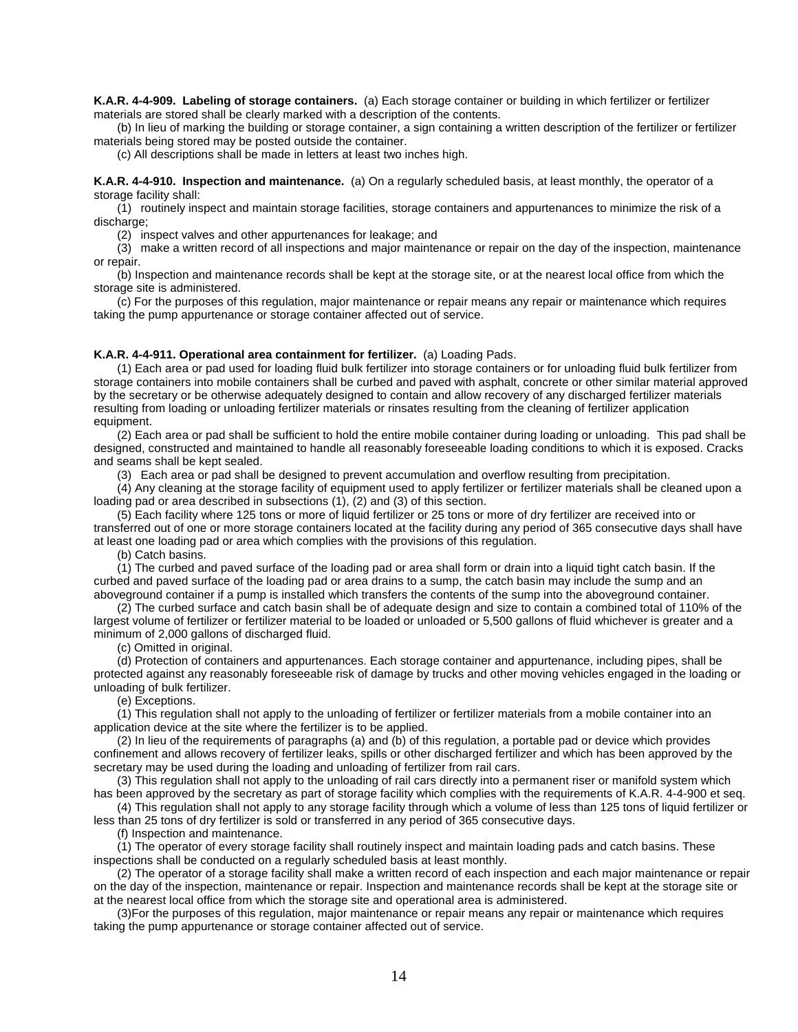**K.A.R. 4-4-909. Labeling of storage containers.** (a) Each storage container or building in which fertilizer or fertilizer materials are stored shall be clearly marked with a description of the contents.

(b) In lieu of marking the building or storage container, a sign containing a written description of the fertilizer or fertilizer materials being stored may be posted outside the container.

(c) All descriptions shall be made in letters at least two inches high.

**K.A.R. 4-4-910. Inspection and maintenance.** (a) On a regularly scheduled basis, at least monthly, the operator of a storage facility shall:

(1) routinely inspect and maintain storage facilities, storage containers and appurtenances to minimize the risk of a discharge;

(2) inspect valves and other appurtenances for leakage; and

(3) make a written record of all inspections and major maintenance or repair on the day of the inspection, maintenance or repair.

(b) Inspection and maintenance records shall be kept at the storage site, or at the nearest local office from which the storage site is administered.

(c) For the purposes of this regulation, major maintenance or repair means any repair or maintenance which requires taking the pump appurtenance or storage container affected out of service.

**K.A.R. 4-4-911. Operational area containment for fertilizer.** (a) Loading Pads.

(1) Each area or pad used for loading fluid bulk fertilizer into storage containers or for unloading fluid bulk fertilizer from storage containers into mobile containers shall be curbed and paved with asphalt, concrete or other similar material approved by the secretary or be otherwise adequately designed to contain and allow recovery of any discharged fertilizer materials resulting from loading or unloading fertilizer materials or rinsates resulting from the cleaning of fertilizer application equipment.

(2) Each area or pad shall be sufficient to hold the entire mobile container during loading or unloading. This pad shall be designed, constructed and maintained to handle all reasonably foreseeable loading conditions to which it is exposed. Cracks and seams shall be kept sealed.

(3) Each area or pad shall be designed to prevent accumulation and overflow resulting from precipitation.

(4) Any cleaning at the storage facility of equipment used to apply fertilizer or fertilizer materials shall be cleaned upon a loading pad or area described in subsections (1), (2) and (3) of this section.

(5) Each facility where 125 tons or more of liquid fertilizer or 25 tons or more of dry fertilizer are received into or transferred out of one or more storage containers located at the facility during any period of 365 consecutive days shall have at least one loading pad or area which complies with the provisions of this regulation.

(b) Catch basins.

(1) The curbed and paved surface of the loading pad or area shall form or drain into a liquid tight catch basin. If the curbed and paved surface of the loading pad or area drains to a sump, the catch basin may include the sump and an aboveground container if a pump is installed which transfers the contents of the sump into the aboveground container.

(2) The curbed surface and catch basin shall be of adequate design and size to contain a combined total of 110% of the largest volume of fertilizer or fertilizer material to be loaded or unloaded or 5,500 gallons of fluid whichever is greater and a minimum of 2,000 gallons of discharged fluid.

(c) Omitted in original.

(d) Protection of containers and appurtenances. Each storage container and appurtenance, including pipes, shall be protected against any reasonably foreseeable risk of damage by trucks and other moving vehicles engaged in the loading or unloading of bulk fertilizer.

(e) Exceptions.

(1) This regulation shall not apply to the unloading of fertilizer or fertilizer materials from a mobile container into an application device at the site where the fertilizer is to be applied.

(2) In lieu of the requirements of paragraphs (a) and (b) of this regulation, a portable pad or device which provides confinement and allows recovery of fertilizer leaks, spills or other discharged fertilizer and which has been approved by the secretary may be used during the loading and unloading of fertilizer from rail cars.

(3) This regulation shall not apply to the unloading of rail cars directly into a permanent riser or manifold system which has been approved by the secretary as part of storage facility which complies with the requirements of K.A.R. 4-4-900 et seq.

(4) This regulation shall not apply to any storage facility through which a volume of less than 125 tons of liquid fertilizer or less than 25 tons of dry fertilizer is sold or transferred in any period of 365 consecutive days.

(f) Inspection and maintenance.

(1) The operator of every storage facility shall routinely inspect and maintain loading pads and catch basins. These inspections shall be conducted on a regularly scheduled basis at least monthly.

(2) The operator of a storage facility shall make a written record of each inspection and each major maintenance or repair on the day of the inspection, maintenance or repair. Inspection and maintenance records shall be kept at the storage site or at the nearest local office from which the storage site and operational area is administered.

(3)For the purposes of this regulation, major maintenance or repair means any repair or maintenance which requires taking the pump appurtenance or storage container affected out of service.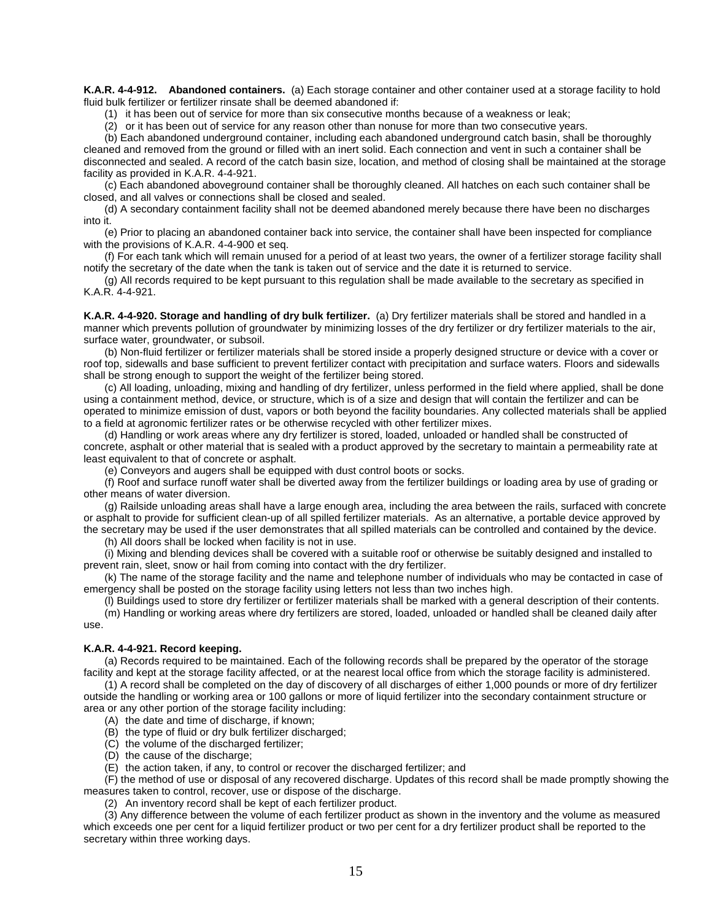**K.A.R. 4-4-912. Abandoned containers.** (a) Each storage container and other container used at a storage facility to hold fluid bulk fertilizer or fertilizer rinsate shall be deemed abandoned if:

(1) it has been out of service for more than six consecutive months because of a weakness or leak;

(2) or it has been out of service for any reason other than nonuse for more than two consecutive years.

(b) Each abandoned underground container, including each abandoned underground catch basin, shall be thoroughly cleaned and removed from the ground or filled with an inert solid. Each connection and vent in such a container shall be disconnected and sealed. A record of the catch basin size, location, and method of closing shall be maintained at the storage facility as provided in K.A.R. 4-4-921.

(c) Each abandoned aboveground container shall be thoroughly cleaned. All hatches on each such container shall be closed, and all valves or connections shall be closed and sealed.

(d) A secondary containment facility shall not be deemed abandoned merely because there have been no discharges into it.

(e) Prior to placing an abandoned container back into service, the container shall have been inspected for compliance with the provisions of K.A.R. 4-4-900 et seq.

(f) For each tank which will remain unused for a period of at least two years, the owner of a fertilizer storage facility shall notify the secretary of the date when the tank is taken out of service and the date it is returned to service.

(g) All records required to be kept pursuant to this regulation shall be made available to the secretary as specified in K.A.R. 4-4-921.

**K.A.R. 4-4-920. Storage and handling of dry bulk fertilizer.** (a) Dry fertilizer materials shall be stored and handled in a manner which prevents pollution of groundwater by minimizing losses of the dry fertilizer or dry fertilizer materials to the air, surface water, groundwater, or subsoil.

(b) Non-fluid fertilizer or fertilizer materials shall be stored inside a properly designed structure or device with a cover or roof top, sidewalls and base sufficient to prevent fertilizer contact with precipitation and surface waters. Floors and sidewalls shall be strong enough to support the weight of the fertilizer being stored.

(c) All loading, unloading, mixing and handling of dry fertilizer, unless performed in the field where applied, shall be done using a containment method, device, or structure, which is of a size and design that will contain the fertilizer and can be operated to minimize emission of dust, vapors or both beyond the facility boundaries. Any collected materials shall be applied to a field at agronomic fertilizer rates or be otherwise recycled with other fertilizer mixes.

(d) Handling or work areas where any dry fertilizer is stored, loaded, unloaded or handled shall be constructed of concrete, asphalt or other material that is sealed with a product approved by the secretary to maintain a permeability rate at least equivalent to that of concrete or asphalt.

(e) Conveyors and augers shall be equipped with dust control boots or socks.

(f) Roof and surface runoff water shall be diverted away from the fertilizer buildings or loading area by use of grading or other means of water diversion.

(g) Railside unloading areas shall have a large enough area, including the area between the rails, surfaced with concrete or asphalt to provide for sufficient clean-up of all spilled fertilizer materials. As an alternative, a portable device approved by the secretary may be used if the user demonstrates that all spilled materials can be controlled and contained by the device.

(h) All doors shall be locked when facility is not in use.

(i) Mixing and blending devices shall be covered with a suitable roof or otherwise be suitably designed and installed to prevent rain, sleet, snow or hail from coming into contact with the dry fertilizer.

(k) The name of the storage facility and the name and telephone number of individuals who may be contacted in case of emergency shall be posted on the storage facility using letters not less than two inches high.

(l) Buildings used to store dry fertilizer or fertilizer materials shall be marked with a general description of their contents.

(m) Handling or working areas where dry fertilizers are stored, loaded, unloaded or handled shall be cleaned daily after use.

**K.A.R. 4-4-921. Record keeping.**

(a) Records required to be maintained. Each of the following records shall be prepared by the operator of the storage facility and kept at the storage facility affected, or at the nearest local office from which the storage facility is administered.

(1) A record shall be completed on the day of discovery of all discharges of either 1,000 pounds or more of dry fertilizer outside the handling or working area or 100 gallons or more of liquid fertilizer into the secondary containment structure or area or any other portion of the storage facility including:

(A) the date and time of discharge, if known;

(B) the type of fluid or dry bulk fertilizer discharged;

(C) the volume of the discharged fertilizer;

(D) the cause of the discharge;

(E) the action taken, if any, to control or recover the discharged fertilizer; and

(F) the method of use or disposal of any recovered discharge. Updates of this record shall be made promptly showing the measures taken to control, recover, use or dispose of the discharge.

(2) An inventory record shall be kept of each fertilizer product.

(3) Any difference between the volume of each fertilizer product as shown in the inventory and the volume as measured which exceeds one per cent for a liquid fertilizer product or two per cent for a dry fertilizer product shall be reported to the secretary within three working days.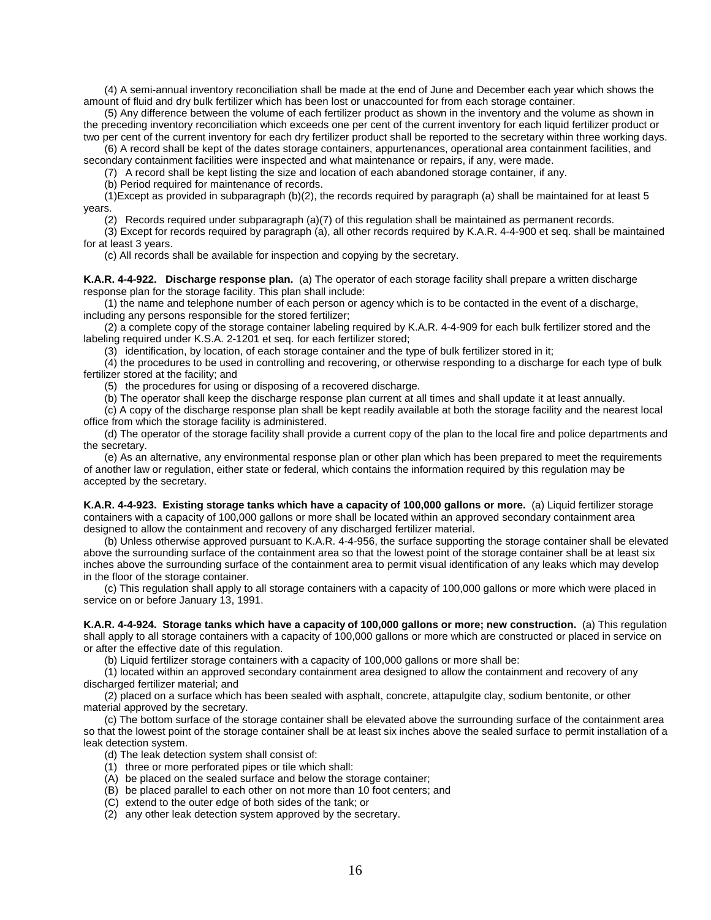(4) A semi-annual inventory reconciliation shall be made at the end of June and December each year which shows the amount of fluid and dry bulk fertilizer which has been lost or unaccounted for from each storage container.

(5) Any difference between the volume of each fertilizer product as shown in the inventory and the volume as shown in the preceding inventory reconciliation which exceeds one per cent of the current inventory for each liquid fertilizer product or two per cent of the current inventory for each dry fertilizer product shall be reported to the secretary within three working days.

(6) A record shall be kept of the dates storage containers, appurtenances, operational area containment facilities, and secondary containment facilities were inspected and what maintenance or repairs, if any, were made.

(7) A record shall be kept listing the size and location of each abandoned storage container, if any.

(b) Period required for maintenance of records.

(1)Except as provided in subparagraph (b)(2), the records required by paragraph (a) shall be maintained for at least 5 years.

(2) Records required under subparagraph (a)(7) of this regulation shall be maintained as permanent records.

(3) Except for records required by paragraph (a), all other records required by K.A.R. 4-4-900 et seq. shall be maintained for at least 3 years.

(c) All records shall be available for inspection and copying by the secretary.

**K.A.R. 4-4-922. Discharge response plan.** (a) The operator of each storage facility shall prepare a written discharge response plan for the storage facility. This plan shall include:

(1) the name and telephone number of each person or agency which is to be contacted in the event of a discharge, including any persons responsible for the stored fertilizer;

(2) a complete copy of the storage container labeling required by K.A.R. 4-4-909 for each bulk fertilizer stored and the labeling required under K.S.A. 2-1201 et seq. for each fertilizer stored;

(3) identification, by location, of each storage container and the type of bulk fertilizer stored in it;

(4) the procedures to be used in controlling and recovering, or otherwise responding to a discharge for each type of bulk fertilizer stored at the facility; and

(5) the procedures for using or disposing of a recovered discharge.

(b) The operator shall keep the discharge response plan current at all times and shall update it at least annually.

(c) A copy of the discharge response plan shall be kept readily available at both the storage facility and the nearest local office from which the storage facility is administered.

(d) The operator of the storage facility shall provide a current copy of the plan to the local fire and police departments and the secretary.

(e) As an alternative, any environmental response plan or other plan which has been prepared to meet the requirements of another law or regulation, either state or federal, which contains the information required by this regulation may be accepted by the secretary.

**K.A.R. 4-4-923. Existing storage tanks which have a capacity of 100,000 gallons or more.** (a) Liquid fertilizer storage containers with a capacity of 100,000 gallons or more shall be located within an approved secondary containment area designed to allow the containment and recovery of any discharged fertilizer material.

(b) Unless otherwise approved pursuant to K.A.R. 4-4-956, the surface supporting the storage container shall be elevated above the surrounding surface of the containment area so that the lowest point of the storage container shall be at least six inches above the surrounding surface of the containment area to permit visual identification of any leaks which may develop in the floor of the storage container.

(c) This regulation shall apply to all storage containers with a capacity of 100,000 gallons or more which were placed in service on or before January 13, 1991.

**K.A.R. 4-4-924. Storage tanks which have a capacity of 100,000 gallons or more; new construction.** (a) This regulation shall apply to all storage containers with a capacity of 100,000 gallons or more which are constructed or placed in service on or after the effective date of this regulation.

(b) Liquid fertilizer storage containers with a capacity of 100,000 gallons or more shall be:

(1) located within an approved secondary containment area designed to allow the containment and recovery of any discharged fertilizer material; and

(2) placed on a surface which has been sealed with asphalt, concrete, attapulgite clay, sodium bentonite, or other material approved by the secretary.

(c) The bottom surface of the storage container shall be elevated above the surrounding surface of the containment area so that the lowest point of the storage container shall be at least six inches above the sealed surface to permit installation of a leak detection system.

(d) The leak detection system shall consist of:

(1) three or more perforated pipes or tile which shall:

(A) be placed on the sealed surface and below the storage container;

(B) be placed parallel to each other on not more than 10 foot centers; and

(C) extend to the outer edge of both sides of the tank; or

(2) any other leak detection system approved by the secretary.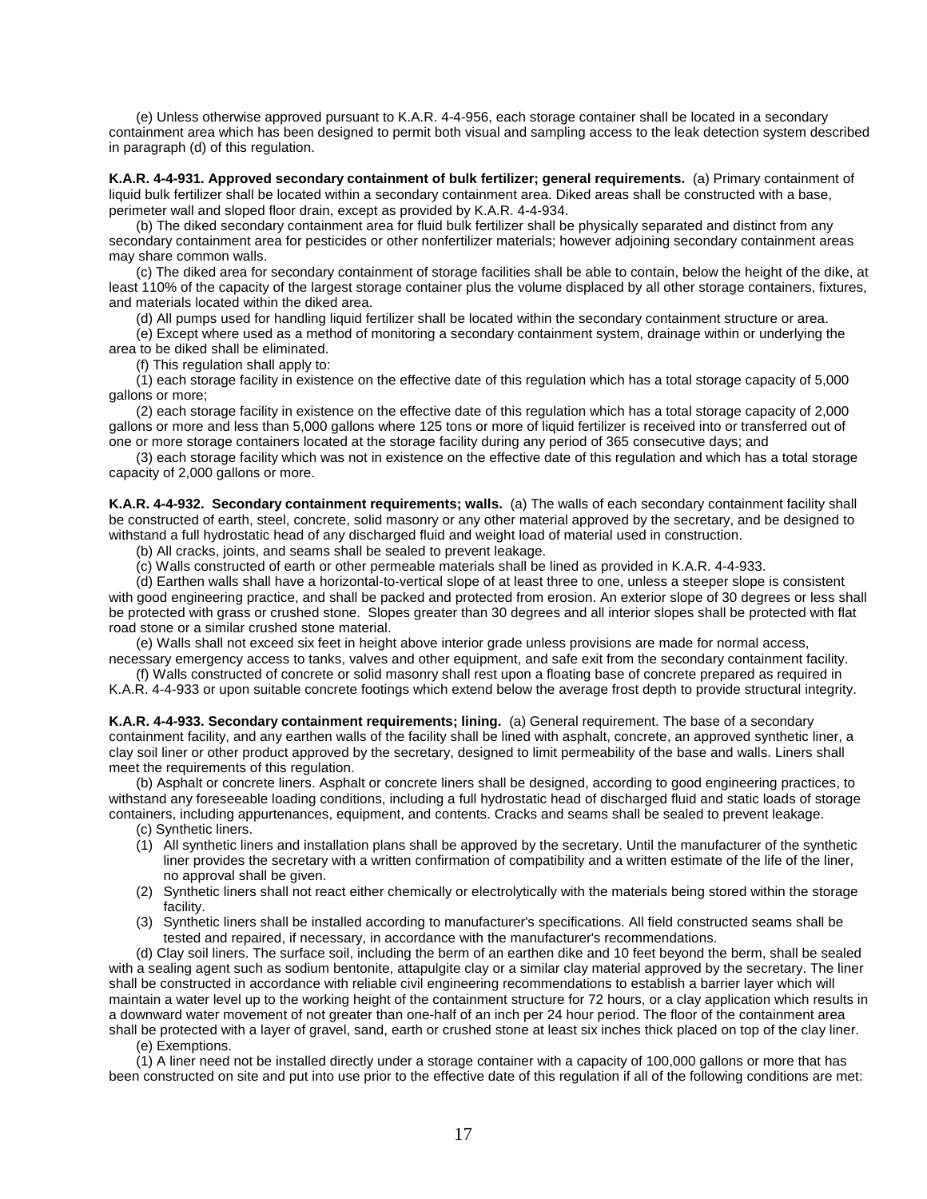(e) Unless otherwise approved pursuant to K.A.R. 4-4-956, each storage container shall be located in a secondary containment area which has been designed to permit both visual and sampling access to the leak detection system described in paragraph (d) of this regulation.

**K.A.R. 4-4-931. Approved secondary containment of bulk fertilizer; general requirements.** (a) Primary containment of liquid bulk fertilizer shall be located within a secondary containment area. Diked areas shall be constructed with a base, perimeter wall and sloped floor drain, except as provided by K.A.R. 4-4-934.

(b) The diked secondary containment area for fluid bulk fertilizer shall be physically separated and distinct from any secondary containment area for pesticides or other nonfertilizer materials; however adjoining secondary containment areas may share common walls.

(c) The diked area for secondary containment of storage facilities shall be able to contain, below the height of the dike, at least 110% of the capacity of the largest storage container plus the volume displaced by all other storage containers, fixtures, and materials located within the diked area.

(d) All pumps used for handling liquid fertilizer shall be located within the secondary containment structure or area.

(e) Except where used as a method of monitoring a secondary containment system, drainage within or underlying the area to be diked shall be eliminated.

(f) This regulation shall apply to:

(1) each storage facility in existence on the effective date of this regulation which has a total storage capacity of 5,000 gallons or more;

(2) each storage facility in existence on the effective date of this regulation which has a total storage capacity of 2,000 gallons or more and less than 5,000 gallons where 125 tons or more of liquid fertilizer is received into or transferred out of one or more storage containers located at the storage facility during any period of 365 consecutive days; and

(3) each storage facility which was not in existence on the effective date of this regulation and which has a total storage capacity of 2,000 gallons or more.

**K.A.R. 4-4-932. Secondary containment requirements; walls.** (a) The walls of each secondary containment facility shall be constructed of earth, steel, concrete, solid masonry or any other material approved by the secretary, and be designed to withstand a full hydrostatic head of any discharged fluid and weight load of material used in construction.

(b) All cracks, joints, and seams shall be sealed to prevent leakage.

(c) Walls constructed of earth or other permeable materials shall be lined as provided in K.A.R. 4-4-933.

(d) Earthen walls shall have a horizontal-to-vertical slope of at least three to one, unless a steeper slope is consistent with good engineering practice, and shall be packed and protected from erosion. An exterior slope of 30 degrees or less shall be protected with grass or crushed stone. Slopes greater than 30 degrees and all interior slopes shall be protected with flat road stone or a similar crushed stone material.

(e) Walls shall not exceed six feet in height above interior grade unless provisions are made for normal access, necessary emergency access to tanks, valves and other equipment, and safe exit from the secondary containment facility.

(f) Walls constructed of concrete or solid masonry shall rest upon a floating base of concrete prepared as required in K.A.R. 4-4-933 or upon suitable concrete footings which extend below the average frost depth to provide structural integrity.

**K.A.R. 4-4-933. Secondary containment requirements; lining.** (a) General requirement. The base of a secondary containment facility, and any earthen walls of the facility shall be lined with asphalt, concrete, an approved synthetic liner, a clay soil liner or other product approved by the secretary, designed to limit permeability of the base and walls. Liners shall meet the requirements of this regulation.

(b) Asphalt or concrete liners. Asphalt or concrete liners shall be designed, according to good engineering practices, to withstand any foreseeable loading conditions, including a full hydrostatic head of discharged fluid and static loads of storage containers, including appurtenances, equipment, and contents. Cracks and seams shall be sealed to prevent leakage.

(c) Synthetic liners.

(1) All synthetic liners and installation plans shall be approved by the secretary. Until the manufacturer of the synthetic liner provides the secretary with a written confirmation of compatibility and a written estimate of the life of the liner, no approval shall be given.
(2) Synthetic liners shall not react either chemically or electrolytically with the materials being stored within the storage facility.
(3) Synthetic liners shall be installed according to manufacturer's specifications. All field constructed seams shall be tested and repaired, if necessary, in accordance with the manufacturer's recommendations.

(d) Clay soil liners. The surface soil, including the berm of an earthen dike and 10 feet beyond the berm, shall be sealed with a sealing agent such as sodium bentonite, attapulgite clay or a similar clay material approved by the secretary. The liner shall be constructed in accordance with reliable civil engineering recommendations to establish a barrier layer which will maintain a water level up to the working height of the containment structure for 72 hours, or a clay application which results in a downward water movement of not greater than one-half of an inch per 24 hour period. The floor of the containment area shall be protected with a layer of gravel, sand, earth or crushed stone at least six inches thick placed on top of the clay liner.

(e) Exemptions.

(1) A liner need not be installed directly under a storage container with a capacity of 100,000 gallons or more that has been constructed on site and put into use prior to the effective date of this regulation if all of the following conditions are met: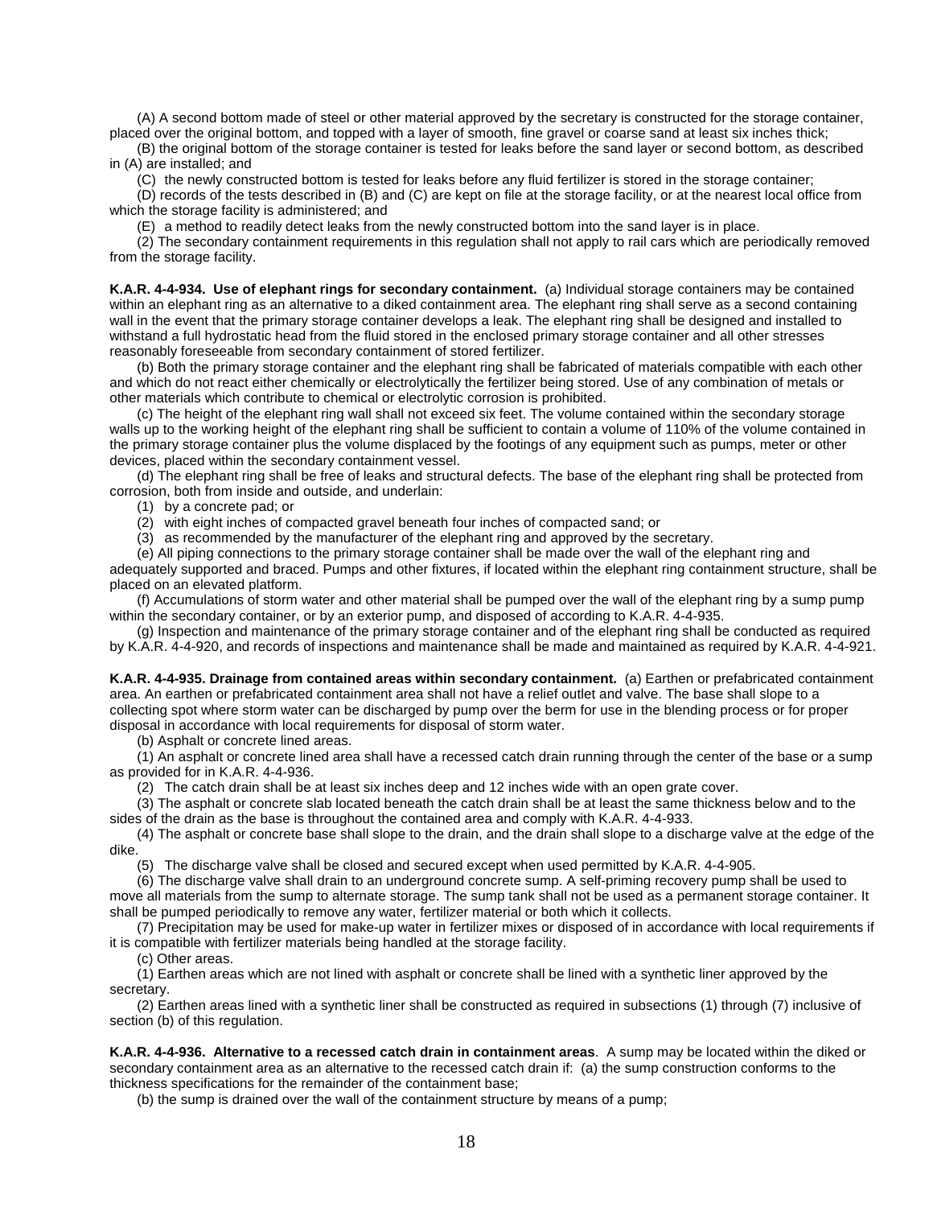(A) A second bottom made of steel or other material approved by the secretary is constructed for the storage container, placed over the original bottom, and topped with a layer of smooth, fine gravel or coarse sand at least six inches thick;

(B) the original bottom of the storage container is tested for leaks before the sand layer or second bottom, as described in (A) are installed; and

(C) the newly constructed bottom is tested for leaks before any fluid fertilizer is stored in the storage container;

(D) records of the tests described in (B) and (C) are kept on file at the storage facility, or at the nearest local office from which the storage facility is administered; and

(E) a method to readily detect leaks from the newly constructed bottom into the sand layer is in place.

(2) The secondary containment requirements in this regulation shall not apply to rail cars which are periodically removed from the storage facility.

**K.A.R. 4-4-934. Use of elephant rings for secondary containment.** (a) Individual storage containers may be contained within an elephant ring as an alternative to a diked containment area. The elephant ring shall serve as a second containing wall in the event that the primary storage container develops a leak. The elephant ring shall be designed and installed to withstand a full hydrostatic head from the fluid stored in the enclosed primary storage container and all other stresses reasonably foreseeable from secondary containment of stored fertilizer.

(b) Both the primary storage container and the elephant ring shall be fabricated of materials compatible with each other and which do not react either chemically or electrolytically the fertilizer being stored. Use of any combination of metals or other materials which contribute to chemical or electrolytic corrosion is prohibited.

(c) The height of the elephant ring wall shall not exceed six feet. The volume contained within the secondary storage walls up to the working height of the elephant ring shall be sufficient to contain a volume of 110% of the volume contained in the primary storage container plus the volume displaced by the footings of any equipment such as pumps, meter or other devices, placed within the secondary containment vessel.

(d) The elephant ring shall be free of leaks and structural defects. The base of the elephant ring shall be protected from corrosion, both from inside and outside, and underlain:

(1) by a concrete pad; or

(2) with eight inches of compacted gravel beneath four inches of compacted sand; or

(3) as recommended by the manufacturer of the elephant ring and approved by the secretary.

(e) All piping connections to the primary storage container shall be made over the wall of the elephant ring and adequately supported and braced. Pumps and other fixtures, if located within the elephant ring containment structure, shall be placed on an elevated platform.

(f) Accumulations of storm water and other material shall be pumped over the wall of the elephant ring by a sump pump within the secondary container, or by an exterior pump, and disposed of according to K.A.R. 4-4-935.

(g) Inspection and maintenance of the primary storage container and of the elephant ring shall be conducted as required by K.A.R. 4-4-920, and records of inspections and maintenance shall be made and maintained as required by K.A.R. 4-4-921.

**K.A.R. 4-4-935. Drainage from contained areas within secondary containment.** (a) Earthen or prefabricated containment area. An earthen or prefabricated containment area shall not have a relief outlet and valve. The base shall slope to a collecting spot where storm water can be discharged by pump over the berm for use in the blending process or for proper disposal in accordance with local requirements for disposal of storm water.

(b) Asphalt or concrete lined areas.

(1) An asphalt or concrete lined area shall have a recessed catch drain running through the center of the base or a sump as provided for in K.A.R. 4-4-936.

(2) The catch drain shall be at least six inches deep and 12 inches wide with an open grate cover.

(3) The asphalt or concrete slab located beneath the catch drain shall be at least the same thickness below and to the sides of the drain as the base is throughout the contained area and comply with K.A.R. 4-4-933.

(4) The asphalt or concrete base shall slope to the drain, and the drain shall slope to a discharge valve at the edge of the dike.

(5) The discharge valve shall be closed and secured except when used permitted by K.A.R. 4-4-905.

(6) The discharge valve shall drain to an underground concrete sump. A self-priming recovery pump shall be used to move all materials from the sump to alternate storage. The sump tank shall not be used as a permanent storage container. It shall be pumped periodically to remove any water, fertilizer material or both which it collects.

(7) Precipitation may be used for make-up water in fertilizer mixes or disposed of in accordance with local requirements if it is compatible with fertilizer materials being handled at the storage facility.

(c) Other areas.

(1) Earthen areas which are not lined with asphalt or concrete shall be lined with a synthetic liner approved by the secretary.

(2) Earthen areas lined with a synthetic liner shall be constructed as required in subsections (1) through (7) inclusive of section (b) of this regulation.

**K.A.R. 4-4-936. Alternative to a recessed catch drain in containment areas**. A sump may be located within the diked or secondary containment area as an alternative to the recessed catch drain if: (a) the sump construction conforms to the thickness specifications for the remainder of the containment base;

(b) the sump is drained over the wall of the containment structure by means of a pump;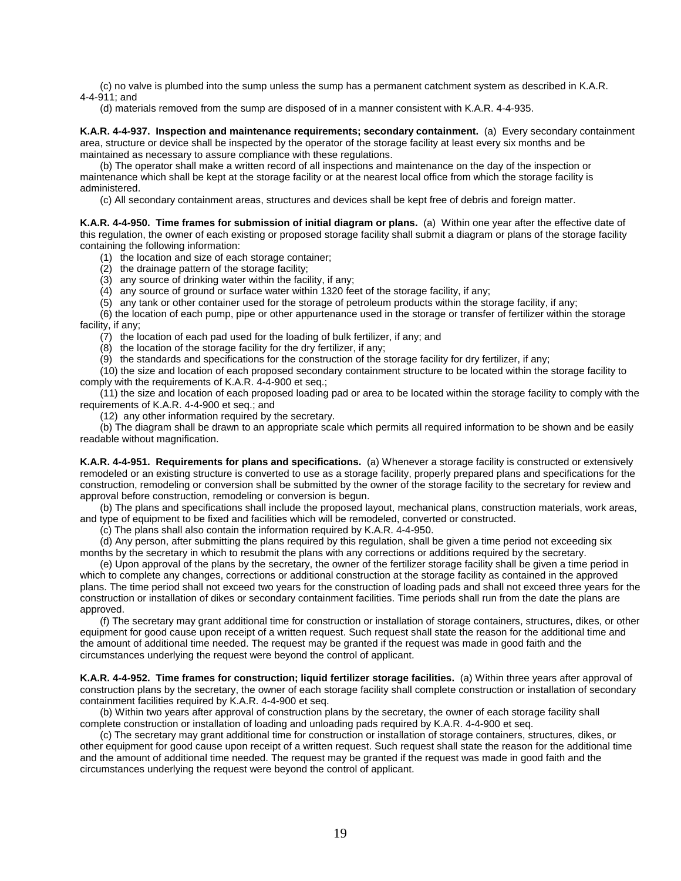(c) no valve is plumbed into the sump unless the sump has a permanent catchment system as described in K.A.R. 4-4-911; and

(d) materials removed from the sump are disposed of in a manner consistent with K.A.R. 4-4-935.

**K.A.R. 4-4-937. Inspection and maintenance requirements; secondary containment.** (a) Every secondary containment area, structure or device shall be inspected by the operator of the storage facility at least every six months and be maintained as necessary to assure compliance with these regulations.

(b) The operator shall make a written record of all inspections and maintenance on the day of the inspection or maintenance which shall be kept at the storage facility or at the nearest local office from which the storage facility is administered.

(c) All secondary containment areas, structures and devices shall be kept free of debris and foreign matter.

**K.A.R. 4-4-950. Time frames for submission of initial diagram or plans.** (a) Within one year after the effective date of this regulation, the owner of each existing or proposed storage facility shall submit a diagram or plans of the storage facility containing the following information:

(1) the location and size of each storage container;

(2) the drainage pattern of the storage facility;

(3) any source of drinking water within the facility, if any;

(4) any source of ground or surface water within 1320 feet of the storage facility, if any;

(5) any tank or other container used for the storage of petroleum products within the storage facility, if any;

(6) the location of each pump, pipe or other appurtenance used in the storage or transfer of fertilizer within the storage facility, if any;

(7) the location of each pad used for the loading of bulk fertilizer, if any; and

(8) the location of the storage facility for the dry fertilizer, if any;

(9) the standards and specifications for the construction of the storage facility for dry fertilizer, if any;

(10) the size and location of each proposed secondary containment structure to be located within the storage facility to comply with the requirements of K.A.R. 4-4-900 et seq.;

(11) the size and location of each proposed loading pad or area to be located within the storage facility to comply with the requirements of K.A.R. 4-4-900 et seq.; and

(12) any other information required by the secretary.

(b) The diagram shall be drawn to an appropriate scale which permits all required information to be shown and be easily readable without magnification.

**K.A.R. 4-4-951. Requirements for plans and specifications.** (a) Whenever a storage facility is constructed or extensively remodeled or an existing structure is converted to use as a storage facility, properly prepared plans and specifications for the construction, remodeling or conversion shall be submitted by the owner of the storage facility to the secretary for review and approval before construction, remodeling or conversion is begun.

(b) The plans and specifications shall include the proposed layout, mechanical plans, construction materials, work areas, and type of equipment to be fixed and facilities which will be remodeled, converted or constructed.

(c) The plans shall also contain the information required by K.A.R. 4-4-950.

(d) Any person, after submitting the plans required by this regulation, shall be given a time period not exceeding six months by the secretary in which to resubmit the plans with any corrections or additions required by the secretary.

(e) Upon approval of the plans by the secretary, the owner of the fertilizer storage facility shall be given a time period in which to complete any changes, corrections or additional construction at the storage facility as contained in the approved plans. The time period shall not exceed two years for the construction of loading pads and shall not exceed three years for the construction or installation of dikes or secondary containment facilities. Time periods shall run from the date the plans are approved.

(f) The secretary may grant additional time for construction or installation of storage containers, structures, dikes, or other equipment for good cause upon receipt of a written request. Such request shall state the reason for the additional time and the amount of additional time needed. The request may be granted if the request was made in good faith and the circumstances underlying the request were beyond the control of applicant.

**K.A.R. 4-4-952. Time frames for construction; liquid fertilizer storage facilities.** (a) Within three years after approval of construction plans by the secretary, the owner of each storage facility shall complete construction or installation of secondary containment facilities required by K.A.R. 4-4-900 et seq.

(b) Within two years after approval of construction plans by the secretary, the owner of each storage facility shall complete construction or installation of loading and unloading pads required by K.A.R. 4-4-900 et seq.

(c) The secretary may grant additional time for construction or installation of storage containers, structures, dikes, or other equipment for good cause upon receipt of a written request. Such request shall state the reason for the additional time and the amount of additional time needed. The request may be granted if the request was made in good faith and the circumstances underlying the request were beyond the control of applicant.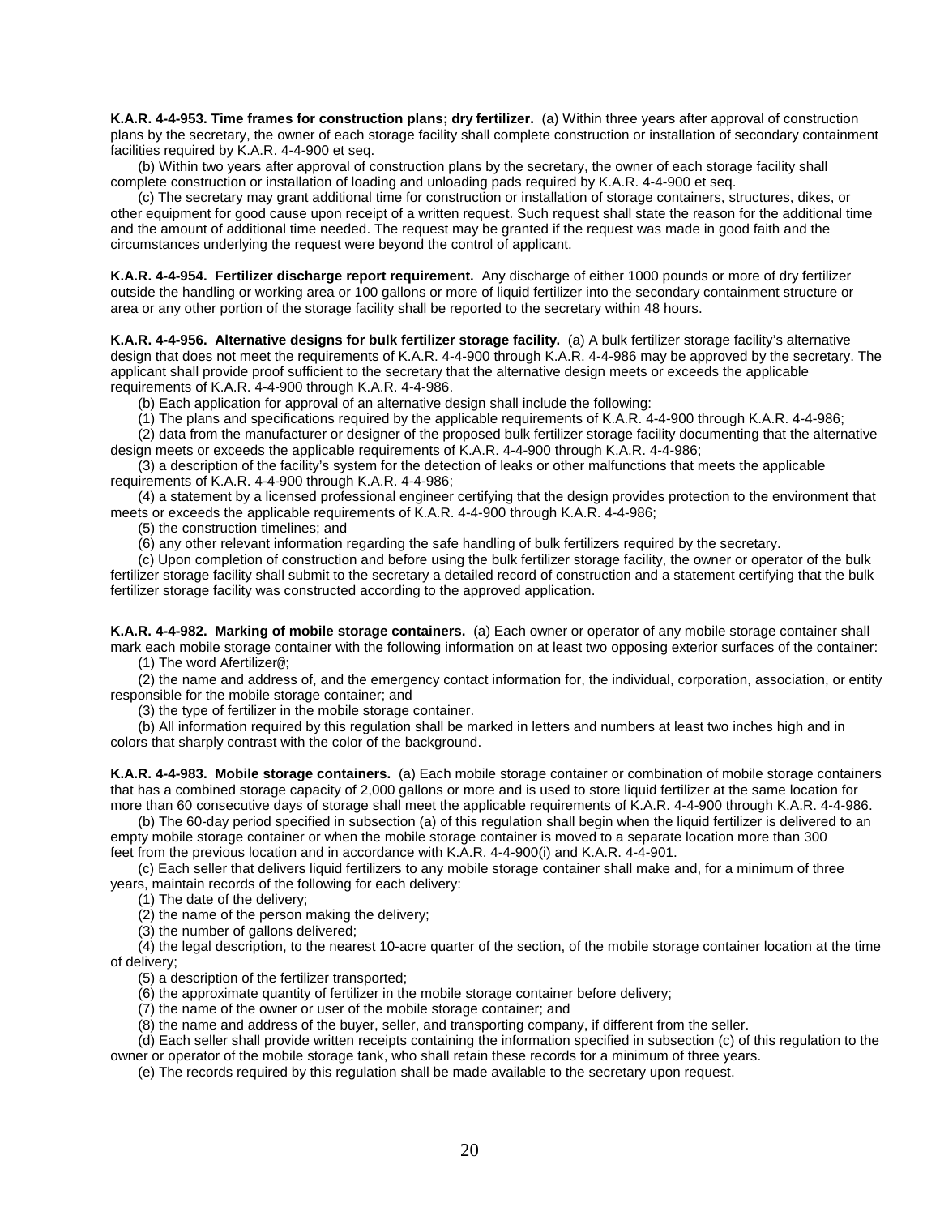**K.A.R. 4-4-953. Time frames for construction plans; dry fertilizer.** (a) Within three years after approval of construction plans by the secretary, the owner of each storage facility shall complete construction or installation of secondary containment facilities required by K.A.R. 4-4-900 et seq.

(b) Within two years after approval of construction plans by the secretary, the owner of each storage facility shall complete construction or installation of loading and unloading pads required by K.A.R. 4-4-900 et seq.

(c) The secretary may grant additional time for construction or installation of storage containers, structures, dikes, or other equipment for good cause upon receipt of a written request. Such request shall state the reason for the additional time and the amount of additional time needed. The request may be granted if the request was made in good faith and the circumstances underlying the request were beyond the control of applicant.

**K.A.R. 4-4-954. Fertilizer discharge report requirement.** Any discharge of either 1000 pounds or more of dry fertilizer outside the handling or working area or 100 gallons or more of liquid fertilizer into the secondary containment structure or area or any other portion of the storage facility shall be reported to the secretary within 48 hours.

**K.A.R. 4-4-956. Alternative designs for bulk fertilizer storage facility.** (a) A bulk fertilizer storage facility's alternative design that does not meet the requirements of K.A.R. 4-4-900 through K.A.R. 4-4-986 may be approved by the secretary. The applicant shall provide proof sufficient to the secretary that the alternative design meets or exceeds the applicable requirements of K.A.R. 4-4-900 through K.A.R. 4-4-986.

(b) Each application for approval of an alternative design shall include the following:

(1) The plans and specifications required by the applicable requirements of K.A.R. 4-4-900 through K.A.R. 4-4-986;

(2) data from the manufacturer or designer of the proposed bulk fertilizer storage facility documenting that the alternative design meets or exceeds the applicable requirements of K.A.R. 4-4-900 through K.A.R. 4-4-986;

(3) a description of the facility's system for the detection of leaks or other malfunctions that meets the applicable requirements of K.A.R. 4-4-900 through K.A.R. 4-4-986;

(4) a statement by a licensed professional engineer certifying that the design provides protection to the environment that meets or exceeds the applicable requirements of K.A.R. 4-4-900 through K.A.R. 4-4-986;

(5) the construction timelines; and

(6) any other relevant information regarding the safe handling of bulk fertilizers required by the secretary.

(c) Upon completion of construction and before using the bulk fertilizer storage facility, the owner or operator of the bulk fertilizer storage facility shall submit to the secretary a detailed record of construction and a statement certifying that the bulk fertilizer storage facility was constructed according to the approved application.

**K.A.R. 4-4-982. Marking of mobile storage containers.** (a) Each owner or operator of any mobile storage container shall mark each mobile storage container with the following information on at least two opposing exterior surfaces of the container:

(1) The word Afertilizer@;

(2) the name and address of, and the emergency contact information for, the individual, corporation, association, or entity responsible for the mobile storage container; and

(3) the type of fertilizer in the mobile storage container.

(b) All information required by this regulation shall be marked in letters and numbers at least two inches high and in colors that sharply contrast with the color of the background.

**K.A.R. 4-4-983. Mobile storage containers.** (a) Each mobile storage container or combination of mobile storage containers that has a combined storage capacity of 2,000 gallons or more and is used to store liquid fertilizer at the same location for more than 60 consecutive days of storage shall meet the applicable requirements of K.A.R. 4-4-900 through K.A.R. 4-4-986.

(b) The 60-day period specified in subsection (a) of this regulation shall begin when the liquid fertilizer is delivered to an empty mobile storage container or when the mobile storage container is moved to a separate location more than 300 feet from the previous location and in accordance with K.A.R. 4-4-900(i) and K.A.R. 4-4-901.

(c) Each seller that delivers liquid fertilizers to any mobile storage container shall make and, for a minimum of three years, maintain records of the following for each delivery:

(1) The date of the delivery;

(2) the name of the person making the delivery;

(3) the number of gallons delivered;

(4) the legal description, to the nearest 10-acre quarter of the section, of the mobile storage container location at the time of delivery;

(5) a description of the fertilizer transported;

(6) the approximate quantity of fertilizer in the mobile storage container before delivery;

(7) the name of the owner or user of the mobile storage container; and

(8) the name and address of the buyer, seller, and transporting company, if different from the seller.

(d) Each seller shall provide written receipts containing the information specified in subsection (c) of this regulation to the owner or operator of the mobile storage tank, who shall retain these records for a minimum of three years.

(e) The records required by this regulation shall be made available to the secretary upon request.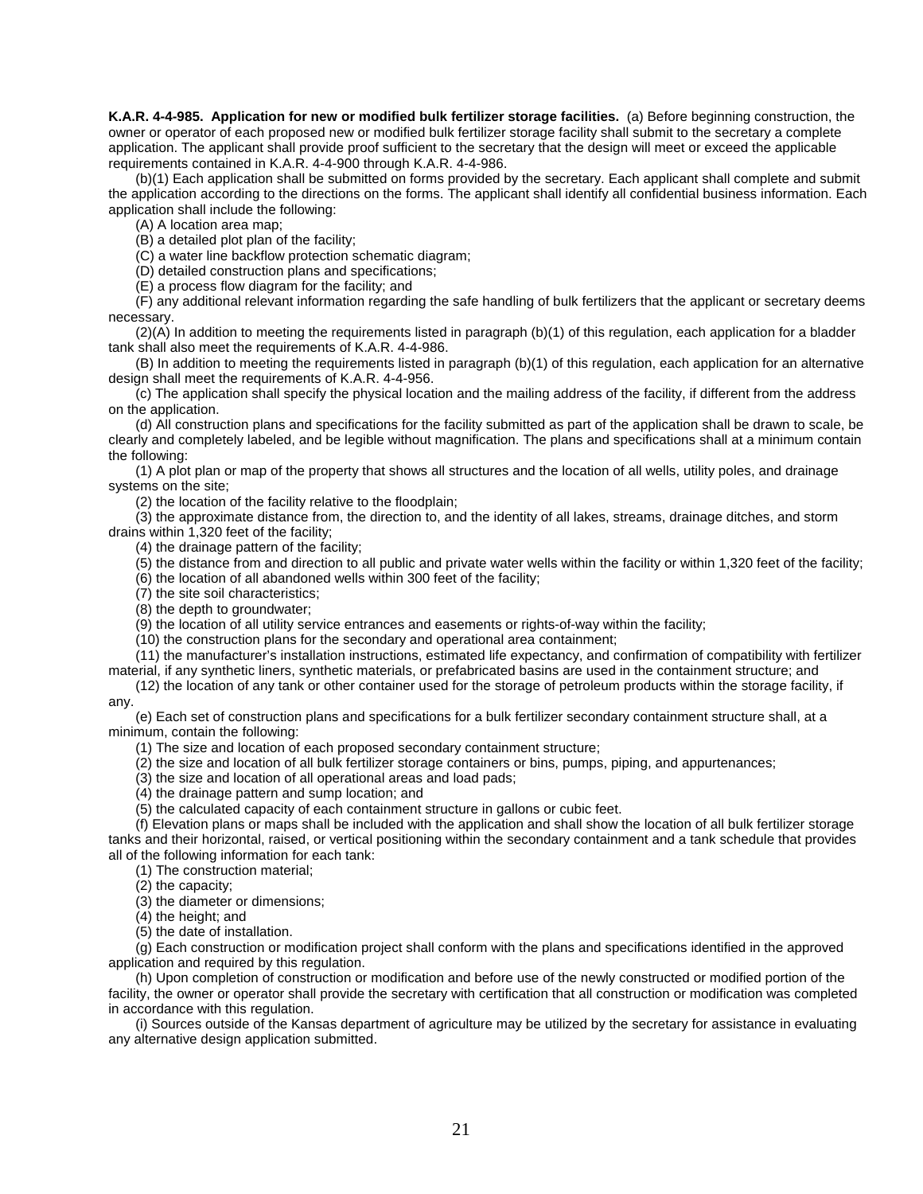**K.A.R. 4-4-985. Application for new or modified bulk fertilizer storage facilities.** (a) Before beginning construction, the owner or operator of each proposed new or modified bulk fertilizer storage facility shall submit to the secretary a complete application. The applicant shall provide proof sufficient to the secretary that the design will meet or exceed the applicable requirements contained in K.A.R. 4-4-900 through K.A.R. 4-4-986.

(b)(1) Each application shall be submitted on forms provided by the secretary. Each applicant shall complete and submit the application according to the directions on the forms. The applicant shall identify all confidential business information. Each application shall include the following:

(A) A location area map;

(B) a detailed plot plan of the facility;

(C) a water line backflow protection schematic diagram;

(D) detailed construction plans and specifications;

(E) a process flow diagram for the facility; and

(F) any additional relevant information regarding the safe handling of bulk fertilizers that the applicant or secretary deems necessary.

(2)(A) In addition to meeting the requirements listed in paragraph (b)(1) of this regulation, each application for a bladder tank shall also meet the requirements of K.A.R. 4-4-986.

(B) In addition to meeting the requirements listed in paragraph (b)(1) of this regulation, each application for an alternative design shall meet the requirements of K.A.R. 4-4-956.

(c) The application shall specify the physical location and the mailing address of the facility, if different from the address on the application.

(d) All construction plans and specifications for the facility submitted as part of the application shall be drawn to scale, be clearly and completely labeled, and be legible without magnification. The plans and specifications shall at a minimum contain the following:

(1) A plot plan or map of the property that shows all structures and the location of all wells, utility poles, and drainage systems on the site;

(2) the location of the facility relative to the floodplain;

(3) the approximate distance from, the direction to, and the identity of all lakes, streams, drainage ditches, and storm drains within 1,320 feet of the facility;

(4) the drainage pattern of the facility;

(5) the distance from and direction to all public and private water wells within the facility or within 1,320 feet of the facility;

(6) the location of all abandoned wells within 300 feet of the facility;

(7) the site soil characteristics;

(8) the depth to groundwater;

(9) the location of all utility service entrances and easements or rights-of-way within the facility;

(10) the construction plans for the secondary and operational area containment;

(11) the manufacturer's installation instructions, estimated life expectancy, and confirmation of compatibility with fertilizer material, if any synthetic liners, synthetic materials, or prefabricated basins are used in the containment structure; and

(12) the location of any tank or other container used for the storage of petroleum products within the storage facility, if any.

(e) Each set of construction plans and specifications for a bulk fertilizer secondary containment structure shall, at a minimum, contain the following:

(1) The size and location of each proposed secondary containment structure;

(2) the size and location of all bulk fertilizer storage containers or bins, pumps, piping, and appurtenances;

(3) the size and location of all operational areas and load pads;

(4) the drainage pattern and sump location; and

(5) the calculated capacity of each containment structure in gallons or cubic feet.

(f) Elevation plans or maps shall be included with the application and shall show the location of all bulk fertilizer storage tanks and their horizontal, raised, or vertical positioning within the secondary containment and a tank schedule that provides all of the following information for each tank:

(1) The construction material;

(2) the capacity;

(3) the diameter or dimensions;

(4) the height; and

(5) the date of installation.

(g) Each construction or modification project shall conform with the plans and specifications identified in the approved application and required by this regulation.

(h) Upon completion of construction or modification and before use of the newly constructed or modified portion of the facility, the owner or operator shall provide the secretary with certification that all construction or modification was completed in accordance with this regulation.

(i) Sources outside of the Kansas department of agriculture may be utilized by the secretary for assistance in evaluating any alternative design application submitted.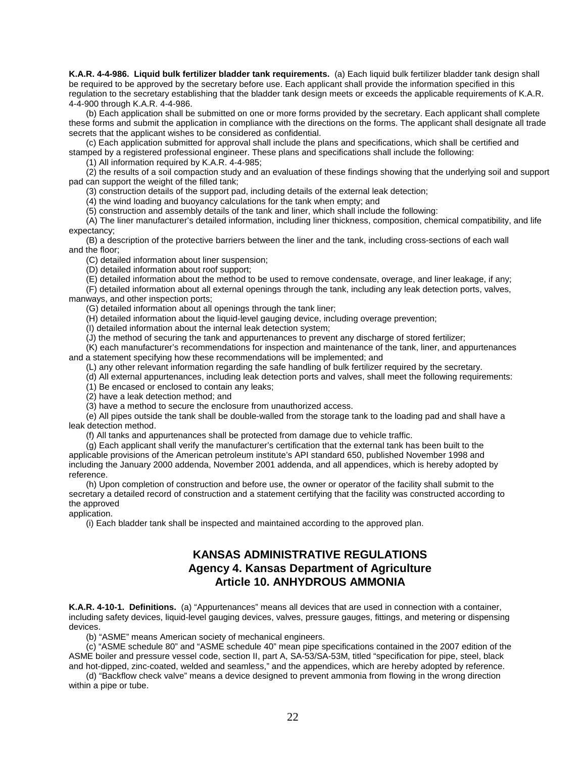**K.A.R. 4-4-986. Liquid bulk fertilizer bladder tank requirements.** (a) Each liquid bulk fertilizer bladder tank design shall be required to be approved by the secretary before use. Each applicant shall provide the information specified in this regulation to the secretary establishing that the bladder tank design meets or exceeds the applicable requirements of K.A.R. 4-4-900 through K.A.R. 4-4-986.

(b) Each application shall be submitted on one or more forms provided by the secretary. Each applicant shall complete these forms and submit the application in compliance with the directions on the forms. The applicant shall designate all trade secrets that the applicant wishes to be considered as confidential.

(c) Each application submitted for approval shall include the plans and specifications, which shall be certified and stamped by a registered professional engineer. These plans and specifications shall include the following:

(1) All information required by K.A.R. 4-4-985;

(2) the results of a soil compaction study and an evaluation of these findings showing that the underlying soil and support pad can support the weight of the filled tank;

(3) construction details of the support pad, including details of the external leak detection;

(4) the wind loading and buoyancy calculations for the tank when empty; and

(5) construction and assembly details of the tank and liner, which shall include the following:

(A) The liner manufacturer's detailed information, including liner thickness, composition, chemical compatibility, and life expectancy;

(B) a description of the protective barriers between the liner and the tank, including cross-sections of each wall and the floor;

(C) detailed information about liner suspension;

(D) detailed information about roof support;

(E) detailed information about the method to be used to remove condensate, overage, and liner leakage, if any;

(F) detailed information about all external openings through the tank, including any leak detection ports, valves, manways, and other inspection ports;

(G) detailed information about all openings through the tank liner;

(H) detailed information about the liquid-level gauging device, including overage prevention;

(I) detailed information about the internal leak detection system;

(J) the method of securing the tank and appurtenances to prevent any discharge of stored fertilizer;

(K) each manufacturer's recommendations for inspection and maintenance of the tank, liner, and appurtenances and a statement specifying how these recommendations will be implemented; and

(L) any other relevant information regarding the safe handling of bulk fertilizer required by the secretary.

(d) All external appurtenances, including leak detection ports and valves, shall meet the following requirements:

(1) Be encased or enclosed to contain any leaks;

(2) have a leak detection method; and

(3) have a method to secure the enclosure from unauthorized access.

(e) All pipes outside the tank shall be double-walled from the storage tank to the loading pad and shall have a leak detection method.

(f) All tanks and appurtenances shall be protected from damage due to vehicle traffic.

(g) Each applicant shall verify the manufacturer's certification that the external tank has been built to the applicable provisions of the American petroleum institute's API standard 650, published November 1998 and including the January 2000 addenda, November 2001 addenda, and all appendices, which is hereby adopted by reference.

(h) Upon completion of construction and before use, the owner or operator of the facility shall submit to the secretary a detailed record of construction and a statement certifying that the facility was constructed according to the approved application.

(i) Each bladder tank shall be inspected and maintained according to the approved plan.

## KANSAS ADMINISTRATIVE REGULATIONS
## Agency 4. Kansas Department of Agriculture
## Article 10. ANHYDROUS AMMONIA

**K.A.R. 4-10-1. Definitions.** (a) "Appurtenances" means all devices that are used in connection with a container, including safety devices, liquid-level gauging devices, valves, pressure gauges, fittings, and metering or dispensing devices.

(b) "ASME" means American society of mechanical engineers.

(c) "ASME schedule 80" and "ASME schedule 40" mean pipe specifications contained in the 2007 edition of the ASME boiler and pressure vessel code, section II, part A, SA-53/SA-53M, titled "specification for pipe, steel, black and hot-dipped, zinc-coated, welded and seamless," and the appendices, which are hereby adopted by reference.

(d) "Backflow check valve" means a device designed to prevent ammonia from flowing in the wrong direction within a pipe or tube.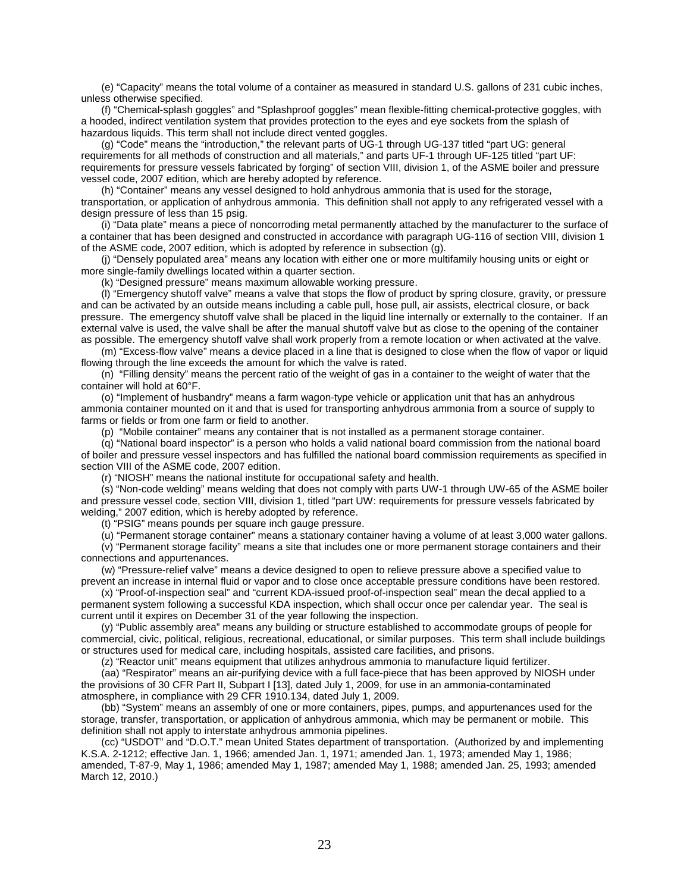(e) "Capacity" means the total volume of a container as measured in standard U.S. gallons of 231 cubic inches, unless otherwise specified.

(f) "Chemical-splash goggles" and "Splashproof goggles" mean flexible-fitting chemical-protective goggles, with a hooded, indirect ventilation system that provides protection to the eyes and eye sockets from the splash of hazardous liquids. This term shall not include direct vented goggles.

(g) "Code" means the "introduction," the relevant parts of UG-1 through UG-137 titled "part UG: general requirements for all methods of construction and all materials," and parts UF-1 through UF-125 titled "part UF: requirements for pressure vessels fabricated by forging" of section VIII, division 1, of the ASME boiler and pressure vessel code, 2007 edition, which are hereby adopted by reference.

(h) "Container" means any vessel designed to hold anhydrous ammonia that is used for the storage, transportation, or application of anhydrous ammonia. This definition shall not apply to any refrigerated vessel with a design pressure of less than 15 psig.

(i) "Data plate" means a piece of noncorroding metal permanently attached by the manufacturer to the surface of a container that has been designed and constructed in accordance with paragraph UG-116 of section VIII, division 1 of the ASME code, 2007 edition, which is adopted by reference in subsection (g).

(j) "Densely populated area" means any location with either one or more multifamily housing units or eight or more single-family dwellings located within a quarter section.

(k) "Designed pressure" means maximum allowable working pressure.

(l) "Emergency shutoff valve" means a valve that stops the flow of product by spring closure, gravity, or pressure and can be activated by an outside means including a cable pull, hose pull, air assists, electrical closure, or back pressure. The emergency shutoff valve shall be placed in the liquid line internally or externally to the container. If an external valve is used, the valve shall be after the manual shutoff valve but as close to the opening of the container as possible. The emergency shutoff valve shall work properly from a remote location or when activated at the valve.

(m) "Excess-flow valve" means a device placed in a line that is designed to close when the flow of vapor or liquid flowing through the line exceeds the amount for which the valve is rated.

(n) "Filling density" means the percent ratio of the weight of gas in a container to the weight of water that the container will hold at 60°F.

(o) "Implement of husbandry" means a farm wagon-type vehicle or application unit that has an anhydrous ammonia container mounted on it and that is used for transporting anhydrous ammonia from a source of supply to farms or fields or from one farm or field to another.

(p) "Mobile container" means any container that is not installed as a permanent storage container.

(q) "National board inspector" is a person who holds a valid national board commission from the national board of boiler and pressure vessel inspectors and has fulfilled the national board commission requirements as specified in section VIII of the ASME code, 2007 edition.

(r) "NIOSH" means the national institute for occupational safety and health.

(s) "Non-code welding" means welding that does not comply with parts UW-1 through UW-65 of the ASME boiler and pressure vessel code, section VIII, division 1, titled "part UW: requirements for pressure vessels fabricated by welding," 2007 edition, which is hereby adopted by reference.

(t) "PSIG" means pounds per square inch gauge pressure.

(u) "Permanent storage container" means a stationary container having a volume of at least 3,000 water gallons.

(v) "Permanent storage facility" means a site that includes one or more permanent storage containers and their connections and appurtenances.

(w) "Pressure-relief valve" means a device designed to open to relieve pressure above a specified value to prevent an increase in internal fluid or vapor and to close once acceptable pressure conditions have been restored.

(x) "Proof-of-inspection seal" and "current KDA-issued proof-of-inspection seal" mean the decal applied to a permanent system following a successful KDA inspection, which shall occur once per calendar year. The seal is current until it expires on December 31 of the year following the inspection.

(y) "Public assembly area" means any building or structure established to accommodate groups of people for commercial, civic, political, religious, recreational, educational, or similar purposes. This term shall include buildings or structures used for medical care, including hospitals, assisted care facilities, and prisons.

(z) "Reactor unit" means equipment that utilizes anhydrous ammonia to manufacture liquid fertilizer.

(aa) "Respirator" means an air-purifying device with a full face-piece that has been approved by NIOSH under the provisions of 30 CFR Part II, Subpart I [13], dated July 1, 2009, for use in an ammonia-contaminated atmosphere, in compliance with 29 CFR 1910.134, dated July 1, 2009.

(bb) "System" means an assembly of one or more containers, pipes, pumps, and appurtenances used for the storage, transfer, transportation, or application of anhydrous ammonia, which may be permanent or mobile. This definition shall not apply to interstate anhydrous ammonia pipelines.

(cc) "USDOT" and "D.O.T." mean United States department of transportation. (Authorized by and implementing K.S.A. 2-1212; effective Jan. 1, 1966; amended Jan. 1, 1971; amended Jan. 1, 1973; amended May 1, 1986; amended, T-87-9, May 1, 1986; amended May 1, 1987; amended May 1, 1988; amended Jan. 25, 1993; amended March 12, 2010.)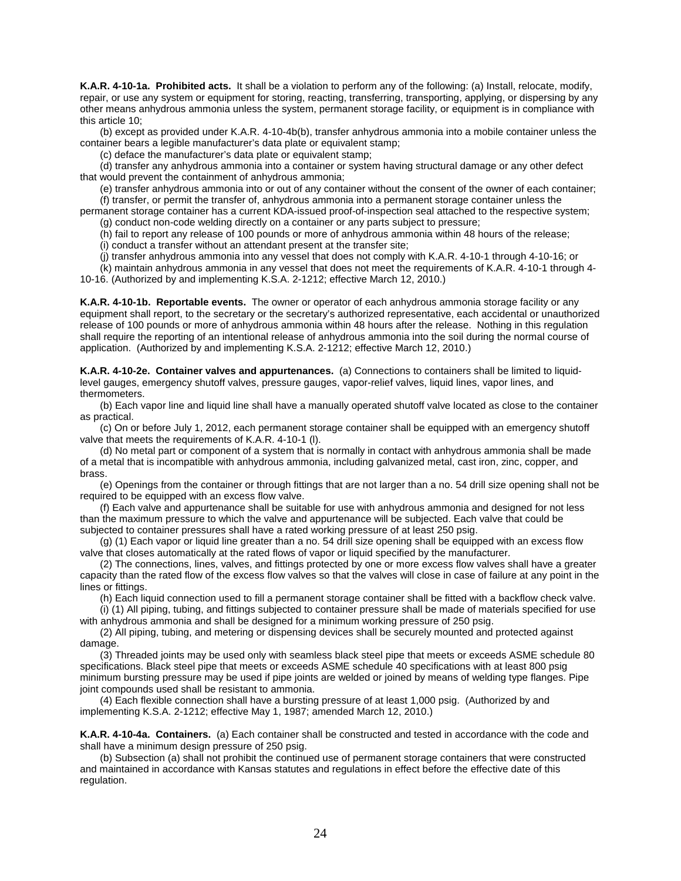**K.A.R. 4-10-1a. Prohibited acts.** It shall be a violation to perform any of the following: (a) Install, relocate, modify, repair, or use any system or equipment for storing, reacting, transferring, transporting, applying, or dispersing by any other means anhydrous ammonia unless the system, permanent storage facility, or equipment is in compliance with this article 10;

(b) except as provided under K.A.R. 4-10-4b(b), transfer anhydrous ammonia into a mobile container unless the container bears a legible manufacturer's data plate or equivalent stamp;

(c) deface the manufacturer's data plate or equivalent stamp;

(d) transfer any anhydrous ammonia into a container or system having structural damage or any other defect that would prevent the containment of anhydrous ammonia;

(e) transfer anhydrous ammonia into or out of any container without the consent of the owner of each container;

(f) transfer, or permit the transfer of, anhydrous ammonia into a permanent storage container unless the permanent storage container has a current KDA-issued proof-of-inspection seal attached to the respective system;

(g) conduct non-code welding directly on a container or any parts subject to pressure;

(h) fail to report any release of 100 pounds or more of anhydrous ammonia within 48 hours of the release;

(i) conduct a transfer without an attendant present at the transfer site;

(j) transfer anhydrous ammonia into any vessel that does not comply with K.A.R. 4-10-1 through 4-10-16; or

(k) maintain anhydrous ammonia in any vessel that does not meet the requirements of K.A.R. 4-10-1 through 4-10-16. (Authorized by and implementing K.S.A. 2-1212; effective March 12, 2010.)

**K.A.R. 4-10-1b. Reportable events.** The owner or operator of each anhydrous ammonia storage facility or any equipment shall report, to the secretary or the secretary's authorized representative, each accidental or unauthorized release of 100 pounds or more of anhydrous ammonia within 48 hours after the release. Nothing in this regulation shall require the reporting of an intentional release of anhydrous ammonia into the soil during the normal course of application. (Authorized by and implementing K.S.A. 2-1212; effective March 12, 2010.)

**K.A.R. 4-10-2e. Container valves and appurtenances.** (a) Connections to containers shall be limited to liquid-level gauges, emergency shutoff valves, pressure gauges, vapor-relief valves, liquid lines, vapor lines, and thermometers.

(b) Each vapor line and liquid line shall have a manually operated shutoff valve located as close to the container as practical.

(c) On or before July 1, 2012, each permanent storage container shall be equipped with an emergency shutoff valve that meets the requirements of K.A.R. 4-10-1 (l).

(d) No metal part or component of a system that is normally in contact with anhydrous ammonia shall be made of a metal that is incompatible with anhydrous ammonia, including galvanized metal, cast iron, zinc, copper, and brass.

(e) Openings from the container or through fittings that are not larger than a no. 54 drill size opening shall not be required to be equipped with an excess flow valve.

(f) Each valve and appurtenance shall be suitable for use with anhydrous ammonia and designed for not less than the maximum pressure to which the valve and appurtenance will be subjected. Each valve that could be subjected to container pressures shall have a rated working pressure of at least 250 psig.

(g) (1) Each vapor or liquid line greater than a no. 54 drill size opening shall be equipped with an excess flow valve that closes automatically at the rated flows of vapor or liquid specified by the manufacturer.

(2) The connections, lines, valves, and fittings protected by one or more excess flow valves shall have a greater capacity than the rated flow of the excess flow valves so that the valves will close in case of failure at any point in the lines or fittings.

(h) Each liquid connection used to fill a permanent storage container shall be fitted with a backflow check valve.

(i) (1) All piping, tubing, and fittings subjected to container pressure shall be made of materials specified for use with anhydrous ammonia and shall be designed for a minimum working pressure of 250 psig.

(2) All piping, tubing, and metering or dispensing devices shall be securely mounted and protected against damage.

(3) Threaded joints may be used only with seamless black steel pipe that meets or exceeds ASME schedule 80 specifications. Black steel pipe that meets or exceeds ASME schedule 40 specifications with at least 800 psig minimum bursting pressure may be used if pipe joints are welded or joined by means of welding type flanges. Pipe joint compounds used shall be resistant to ammonia.

(4) Each flexible connection shall have a bursting pressure of at least 1,000 psig. (Authorized by and implementing K.S.A. 2-1212; effective May 1, 1987; amended March 12, 2010.)

**K.A.R. 4-10-4a. Containers.** (a) Each container shall be constructed and tested in accordance with the code and shall have a minimum design pressure of 250 psig.

(b) Subsection (a) shall not prohibit the continued use of permanent storage containers that were constructed and maintained in accordance with Kansas statutes and regulations in effect before the effective date of this regulation.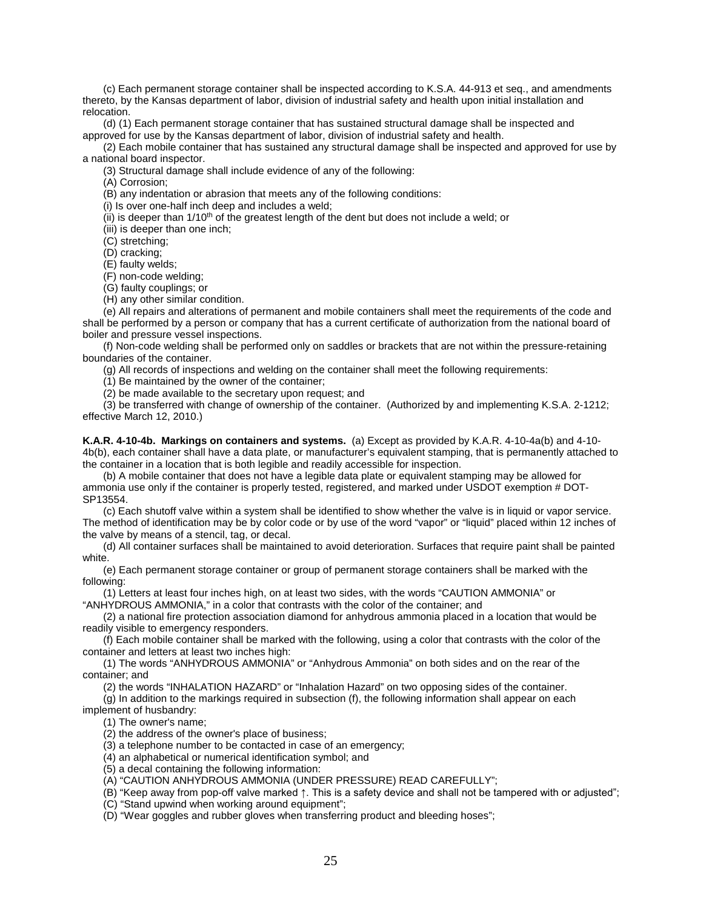(c) Each permanent storage container shall be inspected according to K.S.A. 44-913 et seq., and amendments thereto, by the Kansas department of labor, division of industrial safety and health upon initial installation and relocation.

(d) (1) Each permanent storage container that has sustained structural damage shall be inspected and approved for use by the Kansas department of labor, division of industrial safety and health.

(2) Each mobile container that has sustained any structural damage shall be inspected and approved for use by a national board inspector.

(3) Structural damage shall include evidence of any of the following:

(A) Corrosion;

(B) any indentation or abrasion that meets any of the following conditions:

(i) Is over one-half inch deep and includes a weld;

(ii) is deeper than 1/10th of the greatest length of the dent but does not include a weld; or

(iii) is deeper than one inch;

(C) stretching;

(D) cracking;

(E) faulty welds;

(F) non-code welding;

(G) faulty couplings; or

(H) any other similar condition.

(e) All repairs and alterations of permanent and mobile containers shall meet the requirements of the code and shall be performed by a person or company that has a current certificate of authorization from the national board of boiler and pressure vessel inspections.

(f) Non-code welding shall be performed only on saddles or brackets that are not within the pressure-retaining boundaries of the container.

(g) All records of inspections and welding on the container shall meet the following requirements:

(1) Be maintained by the owner of the container;

(2) be made available to the secretary upon request; and

(3) be transferred with change of ownership of the container. (Authorized by and implementing K.S.A. 2-1212; effective March 12, 2010.)

**K.A.R. 4-10-4b. Markings on containers and systems.** (a) Except as provided by K.A.R. 4-10-4a(b) and 4-10-4b(b), each container shall have a data plate, or manufacturer's equivalent stamping, that is permanently attached to the container in a location that is both legible and readily accessible for inspection.

(b) A mobile container that does not have a legible data plate or equivalent stamping may be allowed for ammonia use only if the container is properly tested, registered, and marked under USDOT exemption # DOT-SP13554.

(c) Each shutoff valve within a system shall be identified to show whether the valve is in liquid or vapor service. The method of identification may be by color code or by use of the word "vapor" or "liquid" placed within 12 inches of the valve by means of a stencil, tag, or decal.

(d) All container surfaces shall be maintained to avoid deterioration. Surfaces that require paint shall be painted white.

(e) Each permanent storage container or group of permanent storage containers shall be marked with the following:

(1) Letters at least four inches high, on at least two sides, with the words "CAUTION AMMONIA" or "ANHYDROUS AMMONIA," in a color that contrasts with the color of the container; and

(2) a national fire protection association diamond for anhydrous ammonia placed in a location that would be readily visible to emergency responders.

(f) Each mobile container shall be marked with the following, using a color that contrasts with the color of the container and letters at least two inches high:

(1) The words "ANHYDROUS AMMONIA" or "Anhydrous Ammonia" on both sides and on the rear of the container; and

(2) the words "INHALATION HAZARD" or "Inhalation Hazard" on two opposing sides of the container.

(g) In addition to the markings required in subsection (f), the following information shall appear on each implement of husbandry:

(1) The owner's name;

(2) the address of the owner's place of business;

(3) a telephone number to be contacted in case of an emergency;

(4) an alphabetical or numerical identification symbol; and

(5) a decal containing the following information:

(A) "CAUTION ANHYDROUS AMMONIA (UNDER PRESSURE) READ CAREFULLY";

(B) "Keep away from pop-off valve marked ↑. This is a safety device and shall not be tampered with or adjusted";

(C) "Stand upwind when working around equipment";

(D) "Wear goggles and rubber gloves when transferring product and bleeding hoses";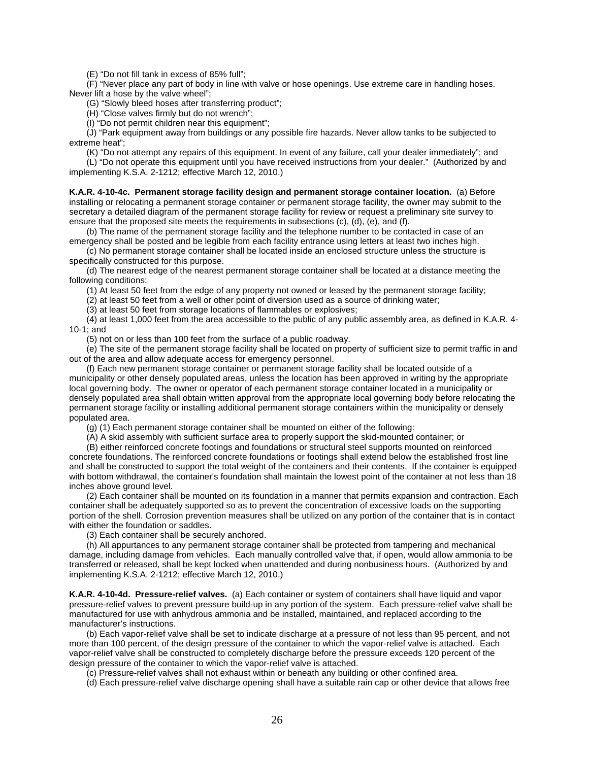(E) "Do not fill tank in excess of 85% full";

(F) "Never place any part of body in line with valve or hose openings. Use extreme care in handling hoses. Never lift a hose by the valve wheel";

(G) "Slowly bleed hoses after transferring product";

(H) "Close valves firmly but do not wrench";

(I) "Do not permit children near this equipment";

(J) "Park equipment away from buildings or any possible fire hazards. Never allow tanks to be subjected to extreme heat";

(K) "Do not attempt any repairs of this equipment. In event of any failure, call your dealer immediately"; and

(L) "Do not operate this equipment until you have received instructions from your dealer." (Authorized by and implementing K.S.A. 2-1212; effective March 12, 2010.)

**K.A.R. 4-10-4c. Permanent storage facility design and permanent storage container location.** (a) Before installing or relocating a permanent storage container or permanent storage facility, the owner may submit to the secretary a detailed diagram of the permanent storage facility for review or request a preliminary site survey to ensure that the proposed site meets the requirements in subsections (c), (d), (e), and (f).

(b) The name of the permanent storage facility and the telephone number to be contacted in case of an emergency shall be posted and be legible from each facility entrance using letters at least two inches high.

(c) No permanent storage container shall be located inside an enclosed structure unless the structure is specifically constructed for this purpose.

(d) The nearest edge of the nearest permanent storage container shall be located at a distance meeting the following conditions:

(1) At least 50 feet from the edge of any property not owned or leased by the permanent storage facility;

(2) at least 50 feet from a well or other point of diversion used as a source of drinking water;

(3) at least 50 feet from storage locations of flammables or explosives;

(4) at least 1,000 feet from the area accessible to the public of any public assembly area, as defined in K.A.R. 4-10-1; and

(5) not on or less than 100 feet from the surface of a public roadway.

(e) The site of the permanent storage facility shall be located on property of sufficient size to permit traffic in and out of the area and allow adequate access for emergency personnel.

(f) Each new permanent storage container or permanent storage facility shall be located outside of a municipality or other densely populated areas, unless the location has been approved in writing by the appropriate local governing body. The owner or operator of each permanent storage container located in a municipality or densely populated area shall obtain written approval from the appropriate local governing body before relocating the permanent storage facility or installing additional permanent storage containers within the municipality or densely populated area.

(g) (1) Each permanent storage container shall be mounted on either of the following:

(A) A skid assembly with sufficient surface area to properly support the skid-mounted container; or

(B) either reinforced concrete footings and foundations or structural steel supports mounted on reinforced concrete foundations. The reinforced concrete foundations or footings shall extend below the established frost line and shall be constructed to support the total weight of the containers and their contents. If the container is equipped with bottom withdrawal, the container's foundation shall maintain the lowest point of the container at not less than 18 inches above ground level.

(2) Each container shall be mounted on its foundation in a manner that permits expansion and contraction. Each container shall be adequately supported so as to prevent the concentration of excessive loads on the supporting portion of the shell. Corrosion prevention measures shall be utilized on any portion of the container that is in contact with either the foundation or saddles.

(3) Each container shall be securely anchored.

(h) All appurtances to any permanent storage container shall be protected from tampering and mechanical damage, including damage from vehicles. Each manually controlled valve that, if open, would allow ammonia to be transferred or released, shall be kept locked when unattended and during nonbusiness hours. (Authorized by and implementing K.S.A. 2-1212; effective March 12, 2010.)

**K.A.R. 4-10-4d. Pressure-relief valves.** (a) Each container or system of containers shall have liquid and vapor pressure-relief valves to prevent pressure build-up in any portion of the system. Each pressure-relief valve shall be manufactured for use with anhydrous ammonia and be installed, maintained, and replaced according to the manufacturer's instructions.

(b) Each vapor-relief valve shall be set to indicate discharge at a pressure of not less than 95 percent, and not more than 100 percent, of the design pressure of the container to which the vapor-relief valve is attached. Each vapor-relief valve shall be constructed to completely discharge before the pressure exceeds 120 percent of the design pressure of the container to which the vapor-relief valve is attached.

(c) Pressure-relief valves shall not exhaust within or beneath any building or other confined area.

(d) Each pressure-relief valve discharge opening shall have a suitable rain cap or other device that allows free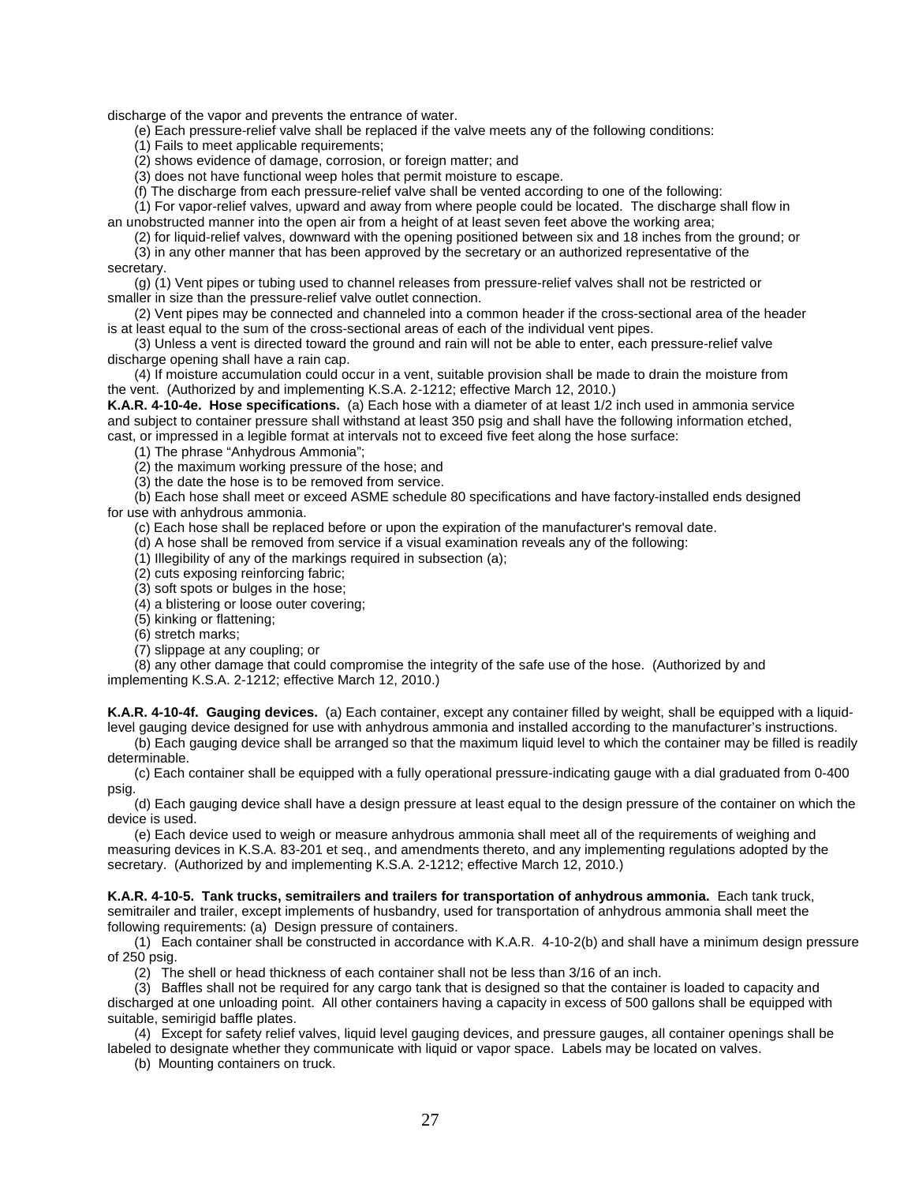discharge of the vapor and prevents the entrance of water.

(e) Each pressure-relief valve shall be replaced if the valve meets any of the following conditions:

(1) Fails to meet applicable requirements;

(2) shows evidence of damage, corrosion, or foreign matter; and

(3) does not have functional weep holes that permit moisture to escape.

(f) The discharge from each pressure-relief valve shall be vented according to one of the following:

(1) For vapor-relief valves, upward and away from where people could be located. The discharge shall flow in an unobstructed manner into the open air from a height of at least seven feet above the working area;

(2) for liquid-relief valves, downward with the opening positioned between six and 18 inches from the ground; or

(3) in any other manner that has been approved by the secretary or an authorized representative of the secretary.

(g) (1) Vent pipes or tubing used to channel releases from pressure-relief valves shall not be restricted or smaller in size than the pressure-relief valve outlet connection.

(2) Vent pipes may be connected and channeled into a common header if the cross-sectional area of the header is at least equal to the sum of the cross-sectional areas of each of the individual vent pipes.

(3) Unless a vent is directed toward the ground and rain will not be able to enter, each pressure-relief valve discharge opening shall have a rain cap.

(4) If moisture accumulation could occur in a vent, suitable provision shall be made to drain the moisture from the vent. (Authorized by and implementing K.S.A. 2-1212; effective March 12, 2010.)

**K.A.R. 4-10-4e. Hose specifications.** (a) Each hose with a diameter of at least 1/2 inch used in ammonia service and subject to container pressure shall withstand at least 350 psig and shall have the following information etched, cast, or impressed in a legible format at intervals not to exceed five feet along the hose surface:

(1) The phrase "Anhydrous Ammonia";

(2) the maximum working pressure of the hose; and

(3) the date the hose is to be removed from service.

(b) Each hose shall meet or exceed ASME schedule 80 specifications and have factory-installed ends designed for use with anhydrous ammonia.

(c) Each hose shall be replaced before or upon the expiration of the manufacturer's removal date.

(d) A hose shall be removed from service if a visual examination reveals any of the following:

(1) Illegibility of any of the markings required in subsection (a);

(2) cuts exposing reinforcing fabric;

(3) soft spots or bulges in the hose;

(4) a blistering or loose outer covering;

(5) kinking or flattening;

(6) stretch marks;

(7) slippage at any coupling; or

(8) any other damage that could compromise the integrity of the safe use of the hose. (Authorized by and implementing K.S.A. 2-1212; effective March 12, 2010.)

**K.A.R. 4-10-4f. Gauging devices.** (a) Each container, except any container filled by weight, shall be equipped with a liquid-level gauging device designed for use with anhydrous ammonia and installed according to the manufacturer's instructions.

(b) Each gauging device shall be arranged so that the maximum liquid level to which the container may be filled is readily determinable.

(c) Each container shall be equipped with a fully operational pressure-indicating gauge with a dial graduated from 0-400 psig.

(d) Each gauging device shall have a design pressure at least equal to the design pressure of the container on which the device is used.

(e) Each device used to weigh or measure anhydrous ammonia shall meet all of the requirements of weighing and measuring devices in K.S.A. 83-201 et seq., and amendments thereto, and any implementing regulations adopted by the secretary. (Authorized by and implementing K.S.A. 2-1212; effective March 12, 2010.)

**K.A.R. 4-10-5. Tank trucks, semitrailers and trailers for transportation of anhydrous ammonia.** Each tank truck, semitrailer and trailer, except implements of husbandry, used for transportation of anhydrous ammonia shall meet the following requirements: (a) Design pressure of containers.

(1) Each container shall be constructed in accordance with K.A.R. 4-10-2(b) and shall have a minimum design pressure of 250 psig.

(2) The shell or head thickness of each container shall not be less than 3/16 of an inch.

(3) Baffles shall not be required for any cargo tank that is designed so that the container is loaded to capacity and discharged at one unloading point. All other containers having a capacity in excess of 500 gallons shall be equipped with suitable, semirigid baffle plates.

(4) Except for safety relief valves, liquid level gauging devices, and pressure gauges, all container openings shall be labeled to designate whether they communicate with liquid or vapor space. Labels may be located on valves.

(b) Mounting containers on truck.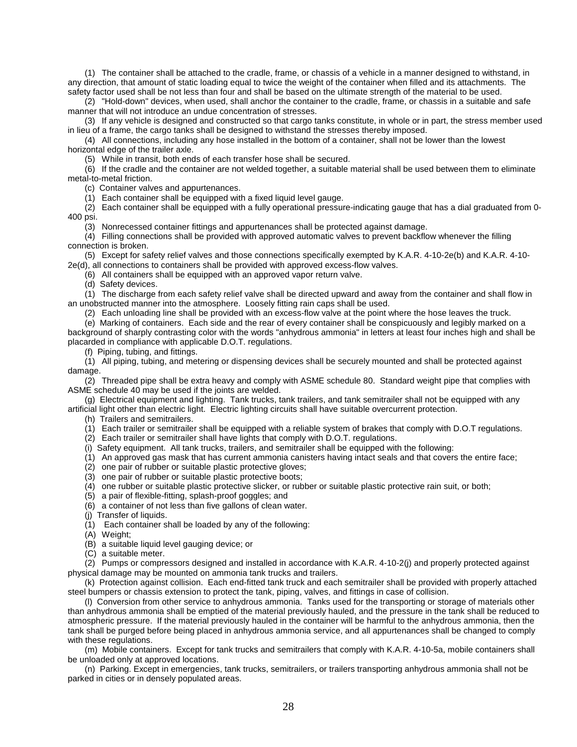(1) The container shall be attached to the cradle, frame, or chassis of a vehicle in a manner designed to withstand, in any direction, that amount of static loading equal to twice the weight of the container when filled and its attachments. The safety factor used shall be not less than four and shall be based on the ultimate strength of the material to be used.

(2) "Hold-down" devices, when used, shall anchor the container to the cradle, frame, or chassis in a suitable and safe manner that will not introduce an undue concentration of stresses.

(3) If any vehicle is designed and constructed so that cargo tanks constitute, in whole or in part, the stress member used in lieu of a frame, the cargo tanks shall be designed to withstand the stresses thereby imposed.

(4) All connections, including any hose installed in the bottom of a container, shall not be lower than the lowest horizontal edge of the trailer axle.

(5) While in transit, both ends of each transfer hose shall be secured.

(6) If the cradle and the container are not welded together, a suitable material shall be used between them to eliminate metal-to-metal friction.

(c) Container valves and appurtenances.

(1) Each container shall be equipped with a fixed liquid level gauge.

(2) Each container shall be equipped with a fully operational pressure-indicating gauge that has a dial graduated from 0-400 psi.

(3) Nonrecessed container fittings and appurtenances shall be protected against damage.

(4) Filling connections shall be provided with approved automatic valves to prevent backflow whenever the filling connection is broken.

(5) Except for safety relief valves and those connections specifically exempted by K.A.R. 4-10-2e(b) and K.A.R. 4-10-2e(d), all connections to containers shall be provided with approved excess-flow valves.

(6) All containers shall be equipped with an approved vapor return valve.

(d) Safety devices.

(1) The discharge from each safety relief valve shall be directed upward and away from the container and shall flow in an unobstructed manner into the atmosphere. Loosely fitting rain caps shall be used.

(2) Each unloading line shall be provided with an excess-flow valve at the point where the hose leaves the truck.

(e) Marking of containers. Each side and the rear of every container shall be conspicuously and legibly marked on a background of sharply contrasting color with the words "anhydrous ammonia" in letters at least four inches high and shall be placarded in compliance with applicable D.O.T. regulations.

(f) Piping, tubing, and fittings.

(1) All piping, tubing, and metering or dispensing devices shall be securely mounted and shall be protected against damage.

(2) Threaded pipe shall be extra heavy and comply with ASME schedule 80. Standard weight pipe that complies with ASME schedule 40 may be used if the joints are welded.

(g) Electrical equipment and lighting. Tank trucks, tank trailers, and tank semitrailer shall not be equipped with any artificial light other than electric light. Electric lighting circuits shall have suitable overcurrent protection.

(h) Trailers and semitrailers.

(1) Each trailer or semitrailer shall be equipped with a reliable system of brakes that comply with D.O.T regulations.

(2) Each trailer or semitrailer shall have lights that comply with D.O.T. regulations.

(i) Safety equipment. All tank trucks, trailers, and semitrailer shall be equipped with the following:

(1) An approved gas mask that has current ammonia canisters having intact seals and that covers the entire face;

(2) one pair of rubber or suitable plastic protective gloves;

(3) one pair of rubber or suitable plastic protective boots;

(4) one rubber or suitable plastic protective slicker, or rubber or suitable plastic protective rain suit, or both;

(5) a pair of flexible-fitting, splash-proof goggles; and

(6) a container of not less than five gallons of clean water.

(j) Transfer of liquids.

(1) Each container shall be loaded by any of the following:

(A) Weight;

(B) a suitable liquid level gauging device; or

(C) a suitable meter.

(2) Pumps or compressors designed and installed in accordance with K.A.R. 4-10-2(j) and properly protected against physical damage may be mounted on ammonia tank trucks and trailers.

(k) Protection against collision. Each end-fitted tank truck and each semitrailer shall be provided with properly attached steel bumpers or chassis extension to protect the tank, piping, valves, and fittings in case of collision.

(l) Conversion from other service to anhydrous ammonia. Tanks used for the transporting or storage of materials other than anhydrous ammonia shall be emptied of the material previously hauled, and the pressure in the tank shall be reduced to atmospheric pressure. If the material previously hauled in the container will be harmful to the anhydrous ammonia, then the tank shall be purged before being placed in anhydrous ammonia service, and all appurtenances shall be changed to comply with these regulations.

(m) Mobile containers. Except for tank trucks and semitrailers that comply with K.A.R. 4-10-5a, mobile containers shall be unloaded only at approved locations.

(n) Parking. Except in emergencies, tank trucks, semitrailers, or trailers transporting anhydrous ammonia shall not be parked in cities or in densely populated areas.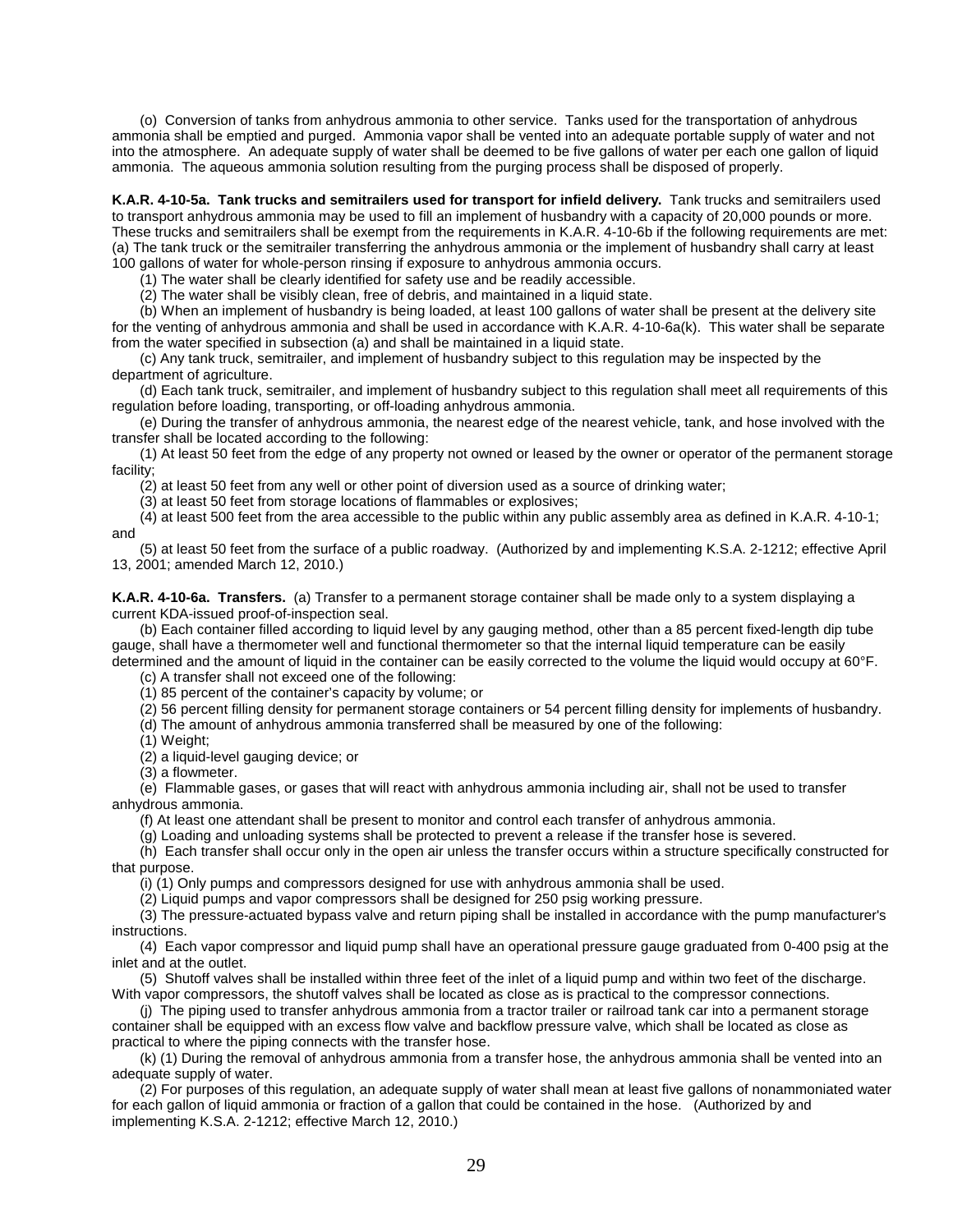(o) Conversion of tanks from anhydrous ammonia to other service. Tanks used for the transportation of anhydrous ammonia shall be emptied and purged. Ammonia vapor shall be vented into an adequate portable supply of water and not into the atmosphere. An adequate supply of water shall be deemed to be five gallons of water per each one gallon of liquid ammonia. The aqueous ammonia solution resulting from the purging process shall be disposed of properly.

**K.A.R. 4-10-5a. Tank trucks and semitrailers used for transport for infield delivery.** Tank trucks and semitrailers used to transport anhydrous ammonia may be used to fill an implement of husbandry with a capacity of 20,000 pounds or more. These trucks and semitrailers shall be exempt from the requirements in K.A.R. 4-10-6b if the following requirements are met: (a) The tank truck or the semitrailer transferring the anhydrous ammonia or the implement of husbandry shall carry at least 100 gallons of water for whole-person rinsing if exposure to anhydrous ammonia occurs.

(1) The water shall be clearly identified for safety use and be readily accessible.

(2) The water shall be visibly clean, free of debris, and maintained in a liquid state.

(b) When an implement of husbandry is being loaded, at least 100 gallons of water shall be present at the delivery site for the venting of anhydrous ammonia and shall be used in accordance with K.A.R. 4-10-6a(k). This water shall be separate from the water specified in subsection (a) and shall be maintained in a liquid state.

(c) Any tank truck, semitrailer, and implement of husbandry subject to this regulation may be inspected by the department of agriculture.

(d) Each tank truck, semitrailer, and implement of husbandry subject to this regulation shall meet all requirements of this regulation before loading, transporting, or off-loading anhydrous ammonia.

(e) During the transfer of anhydrous ammonia, the nearest edge of the nearest vehicle, tank, and hose involved with the transfer shall be located according to the following:

(1) At least 50 feet from the edge of any property not owned or leased by the owner or operator of the permanent storage facility;

(2) at least 50 feet from any well or other point of diversion used as a source of drinking water;

(3) at least 50 feet from storage locations of flammables or explosives;

(4) at least 500 feet from the area accessible to the public within any public assembly area as defined in K.A.R. 4-10-1; and

(5) at least 50 feet from the surface of a public roadway. (Authorized by and implementing K.S.A. 2-1212; effective April 13, 2001; amended March 12, 2010.)

**K.A.R. 4-10-6a. Transfers.** (a) Transfer to a permanent storage container shall be made only to a system displaying a current KDA-issued proof-of-inspection seal.

(b) Each container filled according to liquid level by any gauging method, other than a 85 percent fixed-length dip tube gauge, shall have a thermometer well and functional thermometer so that the internal liquid temperature can be easily determined and the amount of liquid in the container can be easily corrected to the volume the liquid would occupy at 60°F.

(c) A transfer shall not exceed one of the following:

(1) 85 percent of the container's capacity by volume; or

(2) 56 percent filling density for permanent storage containers or 54 percent filling density for implements of husbandry.

(d) The amount of anhydrous ammonia transferred shall be measured by one of the following:

(1) Weight;

(2) a liquid-level gauging device; or

(3) a flowmeter.

(e) Flammable gases, or gases that will react with anhydrous ammonia including air, shall not be used to transfer anhydrous ammonia.

(f) At least one attendant shall be present to monitor and control each transfer of anhydrous ammonia.

(g) Loading and unloading systems shall be protected to prevent a release if the transfer hose is severed.

(h) Each transfer shall occur only in the open air unless the transfer occurs within a structure specifically constructed for that purpose.

(i) (1) Only pumps and compressors designed for use with anhydrous ammonia shall be used.

(2) Liquid pumps and vapor compressors shall be designed for 250 psig working pressure.

(3) The pressure-actuated bypass valve and return piping shall be installed in accordance with the pump manufacturer's instructions.

(4) Each vapor compressor and liquid pump shall have an operational pressure gauge graduated from 0-400 psig at the inlet and at the outlet.

(5) Shutoff valves shall be installed within three feet of the inlet of a liquid pump and within two feet of the discharge. With vapor compressors, the shutoff valves shall be located as close as is practical to the compressor connections.

(j) The piping used to transfer anhydrous ammonia from a tractor trailer or railroad tank car into a permanent storage container shall be equipped with an excess flow valve and backflow pressure valve, which shall be located as close as practical to where the piping connects with the transfer hose.

(k) (1) During the removal of anhydrous ammonia from a transfer hose, the anhydrous ammonia shall be vented into an adequate supply of water.

(2) For purposes of this regulation, an adequate supply of water shall mean at least five gallons of nonammoniated water for each gallon of liquid ammonia or fraction of a gallon that could be contained in the hose. (Authorized by and implementing K.S.A. 2-1212; effective March 12, 2010.)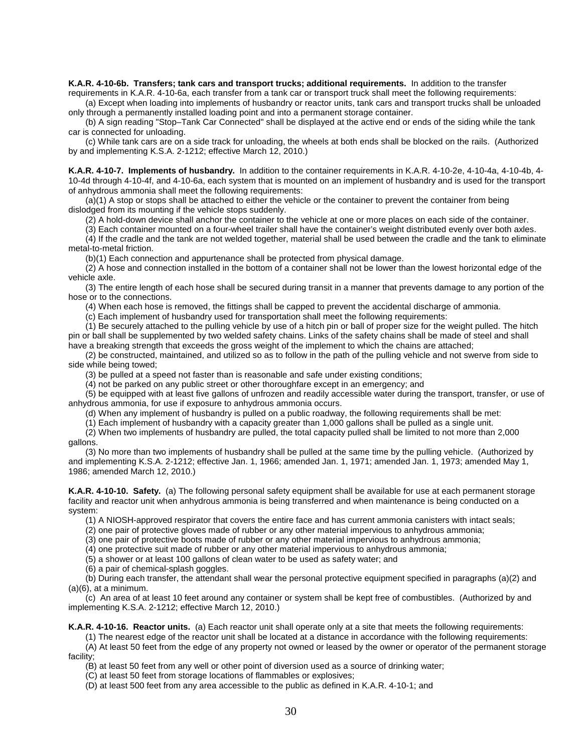**K.A.R. 4-10-6b. Transfers; tank cars and transport trucks; additional requirements.** In addition to the transfer requirements in K.A.R. 4-10-6a, each transfer from a tank car or transport truck shall meet the following requirements:

(a) Except when loading into implements of husbandry or reactor units, tank cars and transport trucks shall be unloaded only through a permanently installed loading point and into a permanent storage container.

(b) A sign reading "Stop–Tank Car Connected" shall be displayed at the active end or ends of the siding while the tank car is connected for unloading.

(c) While tank cars are on a side track for unloading, the wheels at both ends shall be blocked on the rails. (Authorized by and implementing K.S.A. 2-1212; effective March 12, 2010.)

**K.A.R. 4-10-7. Implements of husbandry.** In addition to the container requirements in K.A.R. 4-10-2e, 4-10-4a, 4-10-4b, 4-10-4d through 4-10-4f, and 4-10-6a, each system that is mounted on an implement of husbandry and is used for the transport of anhydrous ammonia shall meet the following requirements:

(a)(1) A stop or stops shall be attached to either the vehicle or the container to prevent the container from being dislodged from its mounting if the vehicle stops suddenly.

(2) A hold-down device shall anchor the container to the vehicle at one or more places on each side of the container.

(3) Each container mounted on a four-wheel trailer shall have the container's weight distributed evenly over both axles.

(4) If the cradle and the tank are not welded together, material shall be used between the cradle and the tank to eliminate metal-to-metal friction.

(b)(1) Each connection and appurtenance shall be protected from physical damage.

(2) A hose and connection installed in the bottom of a container shall not be lower than the lowest horizontal edge of the vehicle axle.

(3) The entire length of each hose shall be secured during transit in a manner that prevents damage to any portion of the hose or to the connections.

(4) When each hose is removed, the fittings shall be capped to prevent the accidental discharge of ammonia.

(c) Each implement of husbandry used for transportation shall meet the following requirements:

(1) Be securely attached to the pulling vehicle by use of a hitch pin or ball of proper size for the weight pulled. The hitch pin or ball shall be supplemented by two welded safety chains. Links of the safety chains shall be made of steel and shall have a breaking strength that exceeds the gross weight of the implement to which the chains are attached;

(2) be constructed, maintained, and utilized so as to follow in the path of the pulling vehicle and not swerve from side to side while being towed;

(3) be pulled at a speed not faster than is reasonable and safe under existing conditions;

(4) not be parked on any public street or other thoroughfare except in an emergency; and

(5) be equipped with at least five gallons of unfrozen and readily accessible water during the transport, transfer, or use of anhydrous ammonia, for use if exposure to anhydrous ammonia occurs.

(d) When any implement of husbandry is pulled on a public roadway, the following requirements shall be met:

(1) Each implement of husbandry with a capacity greater than 1,000 gallons shall be pulled as a single unit.

(2) When two implements of husbandry are pulled, the total capacity pulled shall be limited to not more than 2,000 gallons.

(3) No more than two implements of husbandry shall be pulled at the same time by the pulling vehicle. (Authorized by and implementing K.S.A. 2-1212; effective Jan. 1, 1966; amended Jan. 1, 1971; amended Jan. 1, 1973; amended May 1, 1986; amended March 12, 2010.)

**K.A.R. 4-10-10. Safety.** (a) The following personal safety equipment shall be available for use at each permanent storage facility and reactor unit when anhydrous ammonia is being transferred and when maintenance is being conducted on a system:

(1) A NIOSH-approved respirator that covers the entire face and has current ammonia canisters with intact seals;

(2) one pair of protective gloves made of rubber or any other material impervious to anhydrous ammonia;

(3) one pair of protective boots made of rubber or any other material impervious to anhydrous ammonia;

(4) one protective suit made of rubber or any other material impervious to anhydrous ammonia;

(5) a shower or at least 100 gallons of clean water to be used as safety water; and

(6) a pair of chemical-splash goggles.

(b) During each transfer, the attendant shall wear the personal protective equipment specified in paragraphs (a)(2) and (a)(6), at a minimum.

(c) An area of at least 10 feet around any container or system shall be kept free of combustibles. (Authorized by and implementing K.S.A. 2-1212; effective March 12, 2010.)

**K.A.R. 4-10-16. Reactor units.** (a) Each reactor unit shall operate only at a site that meets the following requirements:

(1) The nearest edge of the reactor unit shall be located at a distance in accordance with the following requirements:

(A) At least 50 feet from the edge of any property not owned or leased by the owner or operator of the permanent storage facility;

(B) at least 50 feet from any well or other point of diversion used as a source of drinking water;

(C) at least 50 feet from storage locations of flammables or explosives;

(D) at least 500 feet from any area accessible to the public as defined in K.A.R. 4-10-1; and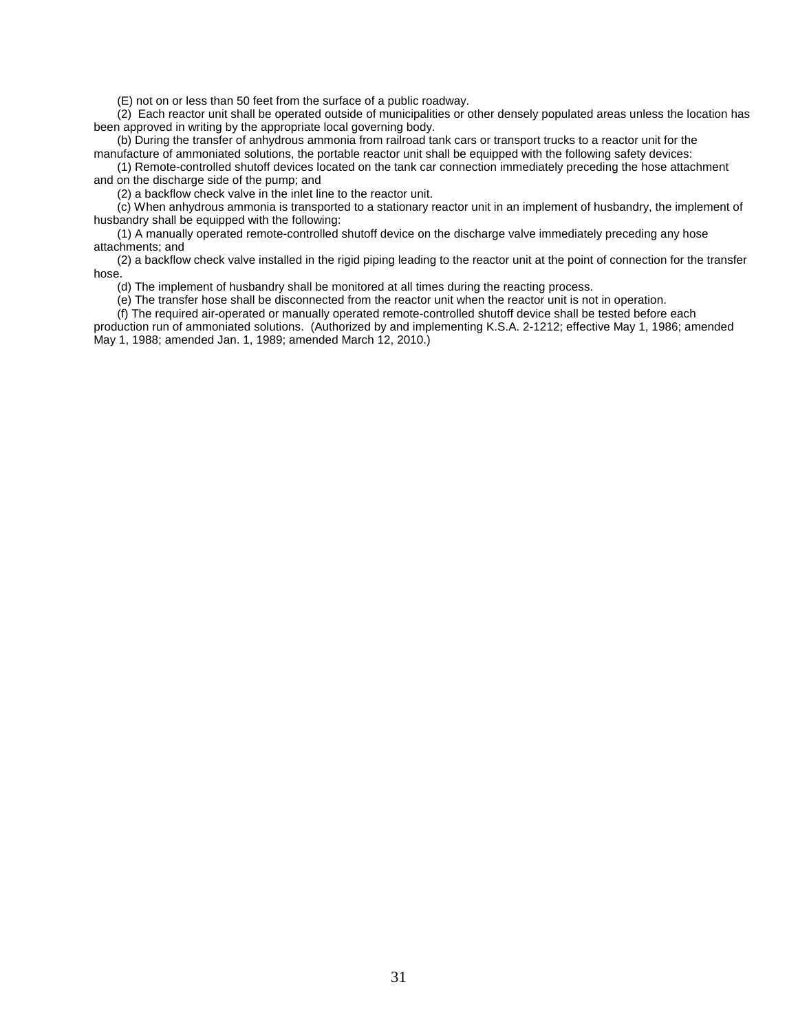(E) not on or less than 50 feet from the surface of a public roadway.

(2) Each reactor unit shall be operated outside of municipalities or other densely populated areas unless the location has been approved in writing by the appropriate local governing body.

(b) During the transfer of anhydrous ammonia from railroad tank cars or transport trucks to a reactor unit for the manufacture of ammoniated solutions, the portable reactor unit shall be equipped with the following safety devices:

(1) Remote-controlled shutoff devices located on the tank car connection immediately preceding the hose attachment and on the discharge side of the pump; and

(2) a backflow check valve in the inlet line to the reactor unit.

(c) When anhydrous ammonia is transported to a stationary reactor unit in an implement of husbandry, the implement of husbandry shall be equipped with the following:

(1) A manually operated remote-controlled shutoff device on the discharge valve immediately preceding any hose attachments; and

(2) a backflow check valve installed in the rigid piping leading to the reactor unit at the point of connection for the transfer hose.

(d) The implement of husbandry shall be monitored at all times during the reacting process.

(e) The transfer hose shall be disconnected from the reactor unit when the reactor unit is not in operation.

(f) The required air-operated or manually operated remote-controlled shutoff device shall be tested before each production run of ammoniated solutions. (Authorized by and implementing K.S.A. 2-1212; effective May 1, 1986; amended May 1, 1988; amended Jan. 1, 1989; amended March 12, 2010.)